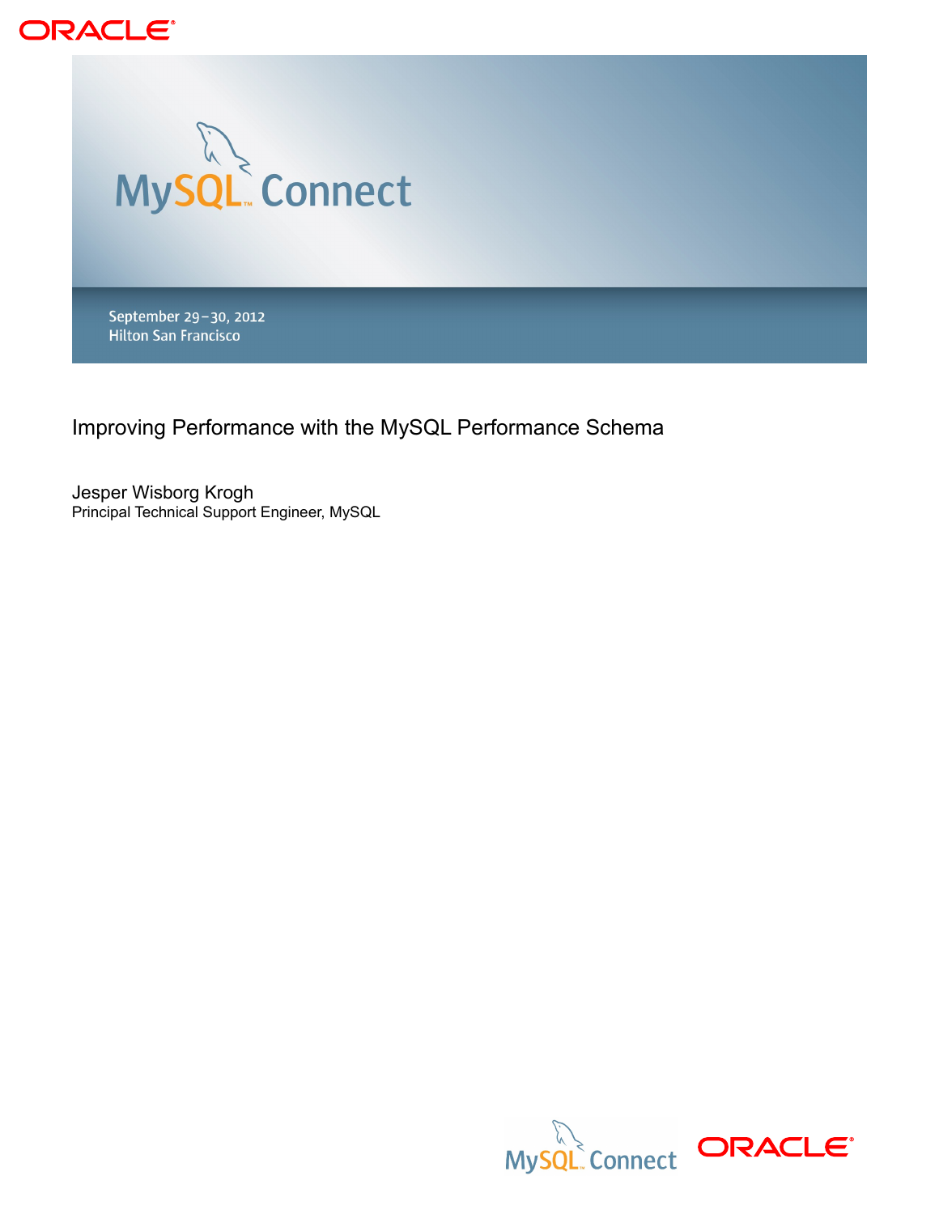ORACLE

MySQL Connect

September 29–30, 2012
Hilton San Francisco

# Improving Performance with the MySQL Performance Schema

Jesper Wisborg Krogh
Principal Technical Support Engineer, MySQL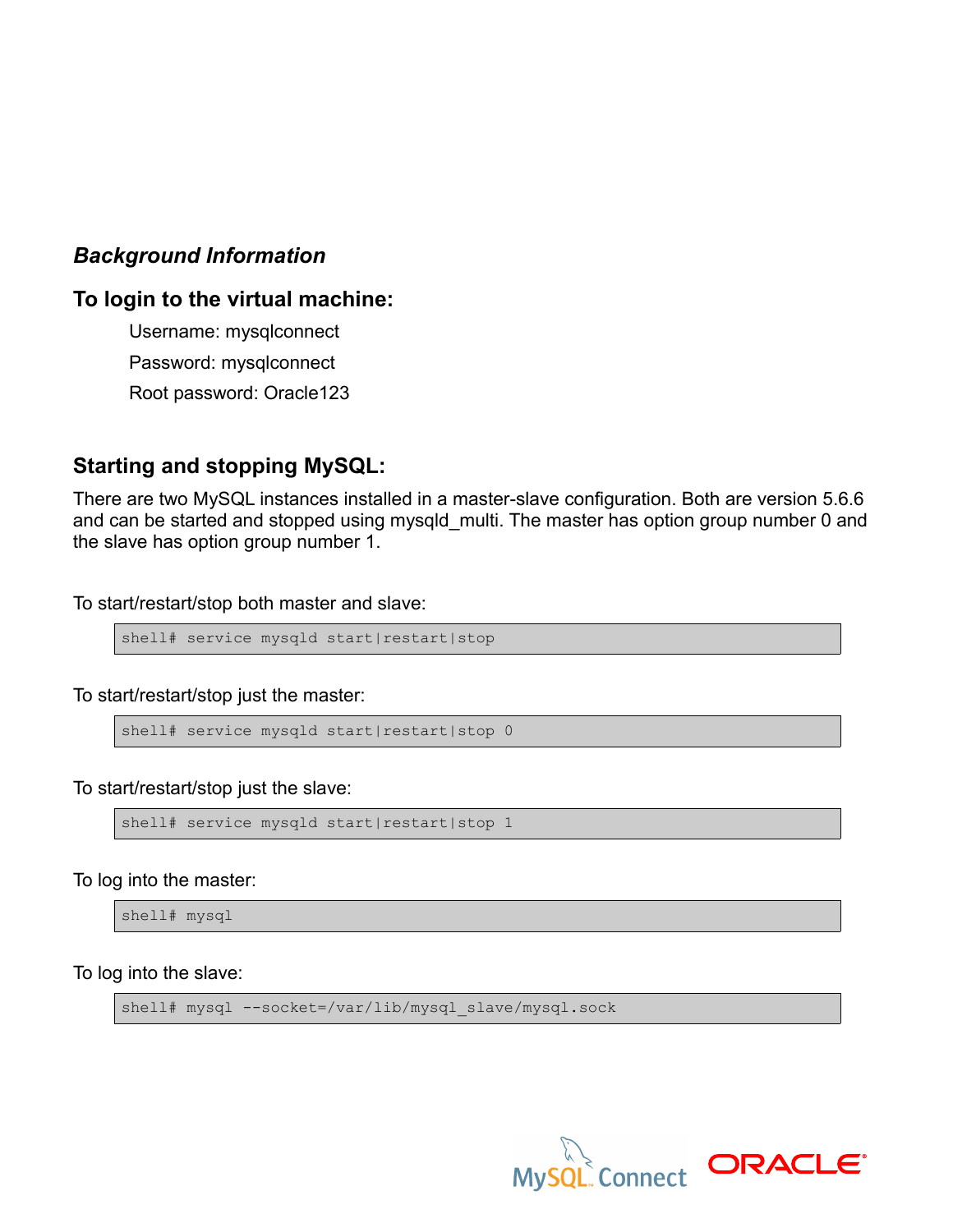*Background Information*

## To login to the virtual machine:

Username: mysqlconnect

Password: mysqlconnect

Root password: Oracle123

## Starting and stopping MySQL:

There are two MySQL instances installed in a master-slave configuration. Both are version 5.6.6 and can be started and stopped using mysqld_multi. The master has option group number 0 and the slave has option group number 1.

To start/restart/stop both master and slave:

```
shell# service mysqld start|restart|stop
```

To start/restart/stop just the master:

```
shell# service mysqld start|restart|stop 0
```

To start/restart/stop just the slave:

```
shell# service mysqld start|restart|stop 1
```

To log into the master:

```
shell# mysql
```

To log into the slave:

```
shell# mysql --socket=/var/lib/mysql_slave/mysql.sock
```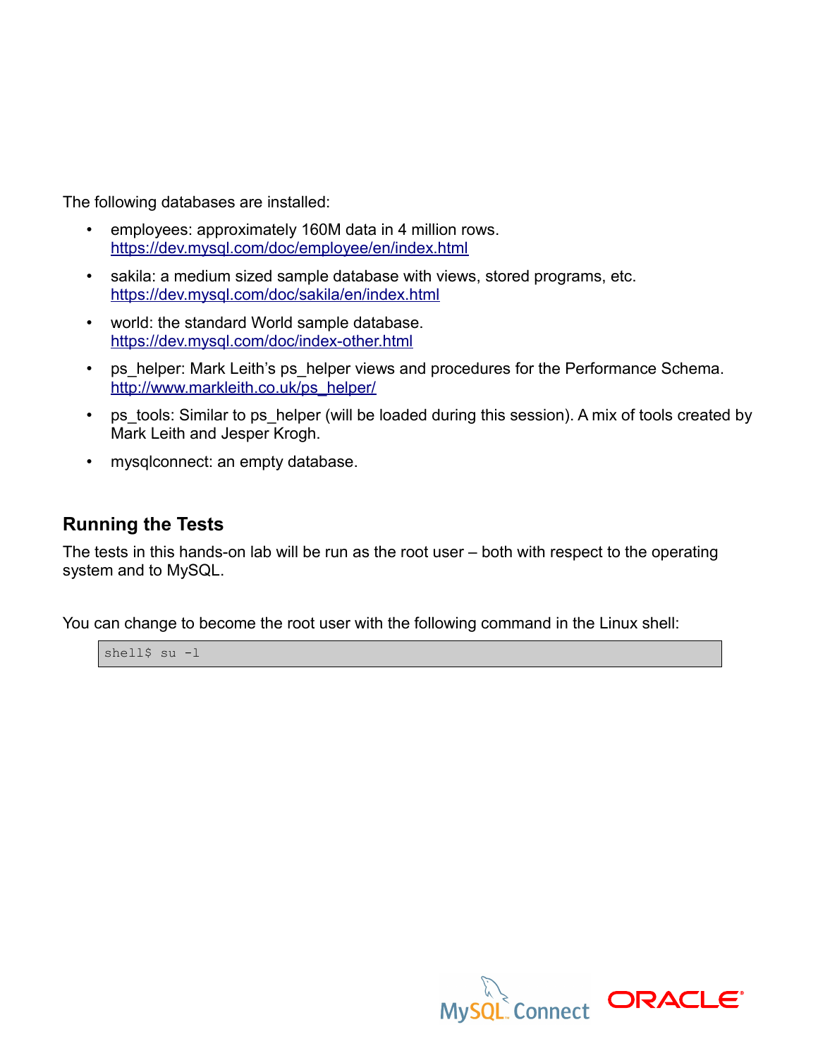The following databases are installed:

- employees: approximately 160M data in 4 million rows. https://dev.mysql.com/doc/employee/en/index.html
- sakila: a medium sized sample database with views, stored programs, etc. https://dev.mysql.com/doc/sakila/en/index.html
- world: the standard World sample database. https://dev.mysql.com/doc/index-other.html
- ps_helper: Mark Leith's ps_helper views and procedures for the Performance Schema. http://www.markleith.co.uk/ps_helper/
- ps_tools: Similar to ps_helper (will be loaded during this session). A mix of tools created by Mark Leith and Jesper Krogh.
- mysqlconnect: an empty database.

## Running the Tests

The tests in this hands-on lab will be run as the root user – both with respect to the operating system and to MySQL.

You can change to become the root user with the following command in the Linux shell:

```
shell$ su -l
```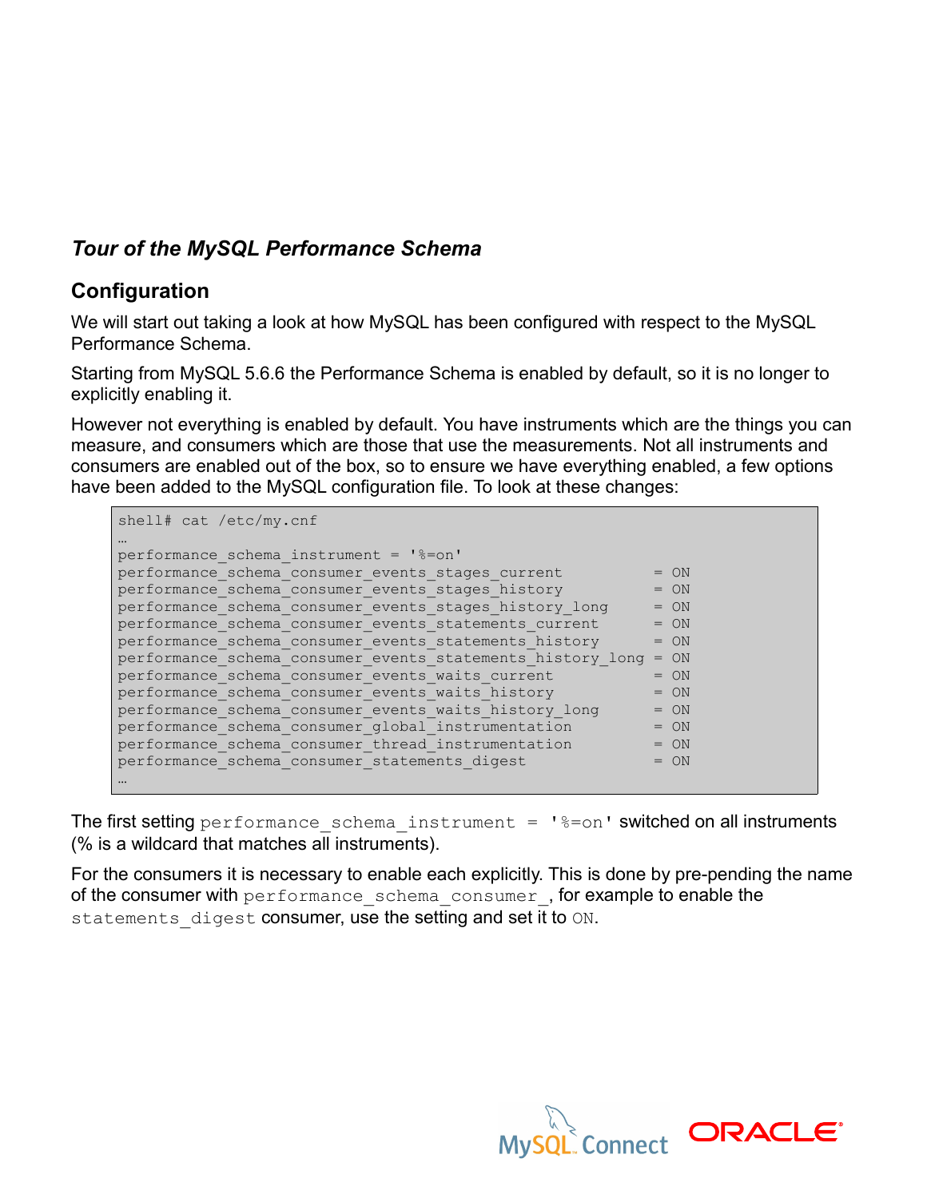*Tour of the MySQL Performance Schema*

## Configuration

We will start out taking a look at how MySQL has been configured with respect to the MySQL Performance Schema.

Starting from MySQL 5.6.6 the Performance Schema is enabled by default, so it is no longer to explicitly enabling it.

However not everything is enabled by default. You have instruments which are the things you can measure, and consumers which are those that use the measurements. Not all instruments and consumers are enabled out of the box, so to ensure we have everything enabled, a few options have been added to the MySQL configuration file. To look at these changes:

```
shell# cat /etc/my.cnf
…
performance_schema_instrument = '%=on'
performance_schema_consumer_events_stages_current          = ON
performance_schema_consumer_events_stages_history          = ON
performance_schema_consumer_events_stages_history_long     = ON
performance_schema_consumer_events_statements_current      = ON
performance_schema_consumer_events_statements_history      = ON
performance_schema_consumer_events_statements_history_long = ON
performance_schema_consumer_events_waits_current           = ON
performance_schema_consumer_events_waits_history           = ON
performance_schema_consumer_events_waits_history_long      = ON
performance_schema_consumer_global_instrumentation         = ON
performance_schema_consumer_thread_instrumentation         = ON
performance_schema_consumer_statements_digest              = ON
…
```

The first setting `performance_schema_instrument = '%=on'` switched on all instruments (% is a wildcard that matches all instruments).

For the consumers it is necessary to enable each explicitly. This is done by pre-pending the name of the consumer with `performance_schema_consumer_`, for example to enable the `statements_digest` consumer, use the setting and set it to `ON`.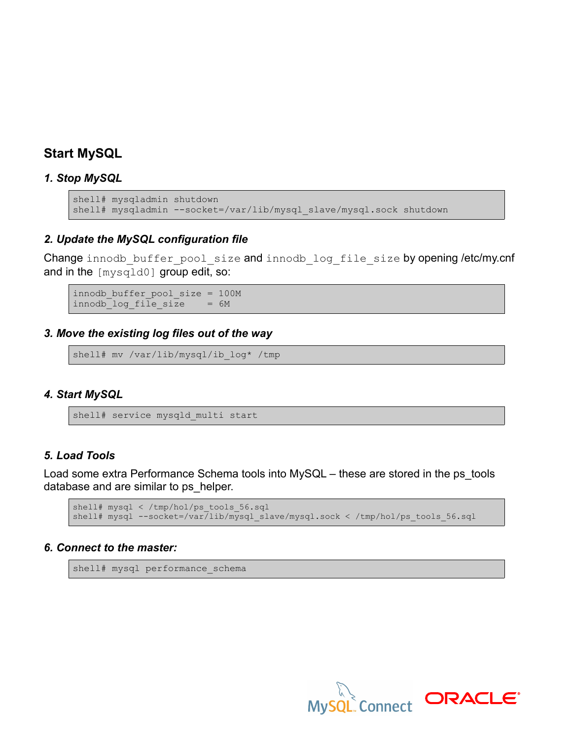## Start MySQL

### *1. Stop MySQL*

```
shell# mysqladmin shutdown
shell# mysqladmin --socket=/var/lib/mysql_slave/mysql.sock shutdown
```

### *2. Update the MySQL configuration file*

Change `innodb_buffer_pool_size` and `innodb_log_file_size` by opening /etc/my.cnf and in the `[mysqld0]` group edit, so:

```
innodb_buffer_pool_size = 100M
innodb_log_file_size    = 6M
```

### *3. Move the existing log files out of the way*

```
shell# mv /var/lib/mysql/ib_log* /tmp
```

### *4. Start MySQL*

```
shell# service mysqld_multi start
```

### *5. Load Tools*

Load some extra Performance Schema tools into MySQL – these are stored in the ps_tools database and are similar to ps_helper.

```
shell# mysql < /tmp/hol/ps_tools_56.sql
shell# mysql --socket=/var/lib/mysql_slave/mysql.sock < /tmp/hol/ps_tools_56.sql
```

### *6. Connect to the master:*

```
shell# mysql performance_schema
```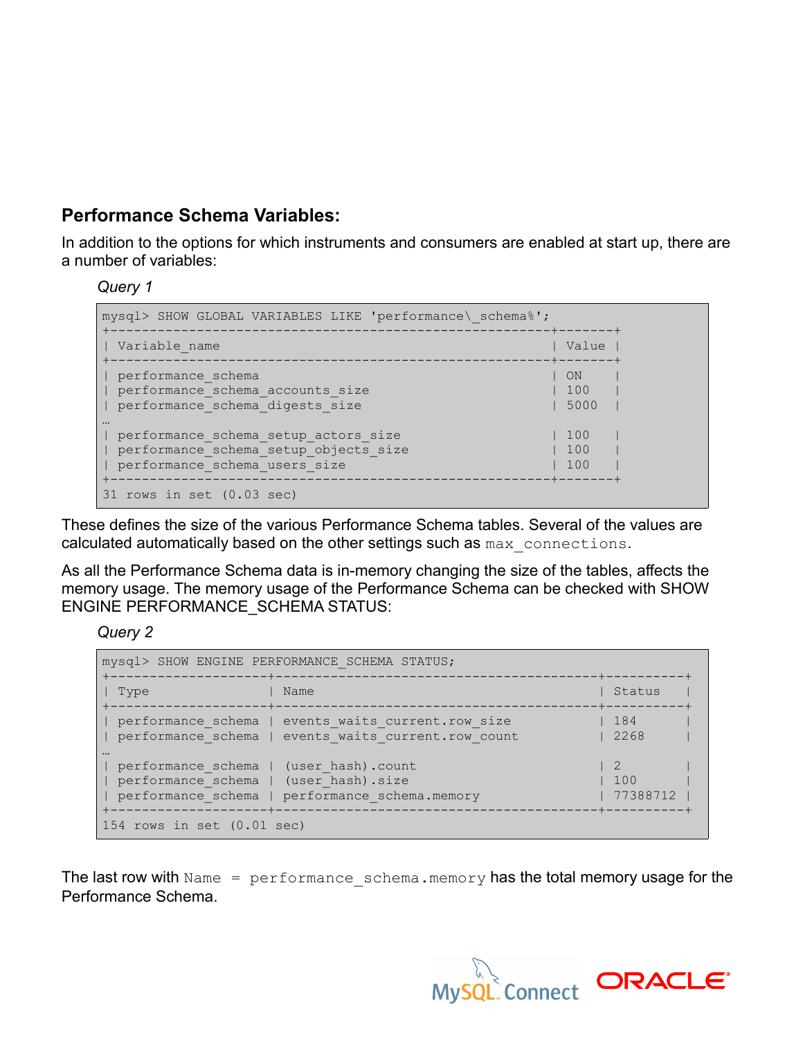## Performance Schema Variables:

In addition to the options for which instruments and consumers are enabled at start up, there are a number of variables:

*Query 1*

```
mysql> SHOW GLOBAL VARIABLES LIKE 'performance\_schema%';
+--------------------------------------------------------+-------+
| Variable_name                                          | Value |
+--------------------------------------------------------+-------+
| performance_schema                                     | ON    |
| performance_schema_accounts_size                       | 100   |
| performance_schema_digests_size                        | 5000  |
…
| performance_schema_setup_actors_size                   | 100   |
| performance_schema_setup_objects_size                  | 100   |
| performance_schema_users_size                          | 100   |
+--------------------------------------------------------+-------+
31 rows in set (0.03 sec)
```

These defines the size of the various Performance Schema tables. Several of the values are calculated automatically based on the other settings such as `max_connections`.

As all the Performance Schema data is in-memory changing the size of the tables, affects the memory usage. The memory usage of the Performance Schema can be checked with SHOW ENGINE PERFORMANCE_SCHEMA STATUS:

*Query 2*

```
mysql> SHOW ENGINE PERFORMANCE_SCHEMA STATUS;
+--------------------+-----------------------------------------+----------+
| Type               | Name                                    | Status   |
+--------------------+-----------------------------------------+----------+
| performance_schema | events_waits_current.row_size           | 184      |
| performance_schema | events_waits_current.row_count          | 2268     |
…
| performance_schema | (user_hash).count                       | 2        |
| performance_schema | (user_hash).size                        | 100      |
| performance_schema | performance_schema.memory               | 77388712 |
+--------------------+-----------------------------------------+----------+
154 rows in set (0.01 sec)
```

The last row with `Name = performance_schema.memory` has the total memory usage for the Performance Schema.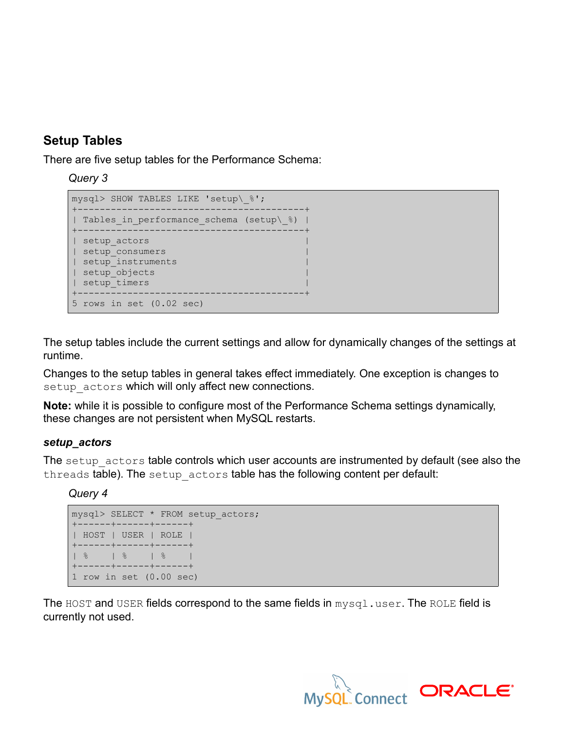## Setup Tables

There are five setup tables for the Performance Schema:

*Query 3*

```
mysql> SHOW TABLES LIKE 'setup\_%';
+------------------------------------------+
| Tables_in_performance_schema (setup\_%)  |
+------------------------------------------+
| setup_actors                             |
| setup_consumers                          |
| setup_instruments                        |
| setup_objects                            |
| setup_timers                             |
+------------------------------------------+
5 rows in set (0.02 sec)
```

The setup tables include the current settings and allow for dynamically changes of the settings at runtime.

Changes to the setup tables in general takes effect immediately. One exception is changes to `setup_actors` which will only affect new connections.

**Note:** while it is possible to configure most of the Performance Schema settings dynamically, these changes are not persistent when MySQL restarts.

### *setup_actors*

The `setup_actors` table controls which user accounts are instrumented by default (see also the `threads` table). The `setup_actors` table has the following content per default:

*Query 4*

```
mysql> SELECT * FROM setup_actors;
+------+------+------+
| HOST | USER | ROLE |
+------+------+------+
| %    | %    | %    |
+------+------+------+
1 row in set (0.00 sec)
```

The `HOST` and `USER` fields correspond to the same fields in `mysql.user`. The `ROLE` field is currently not used.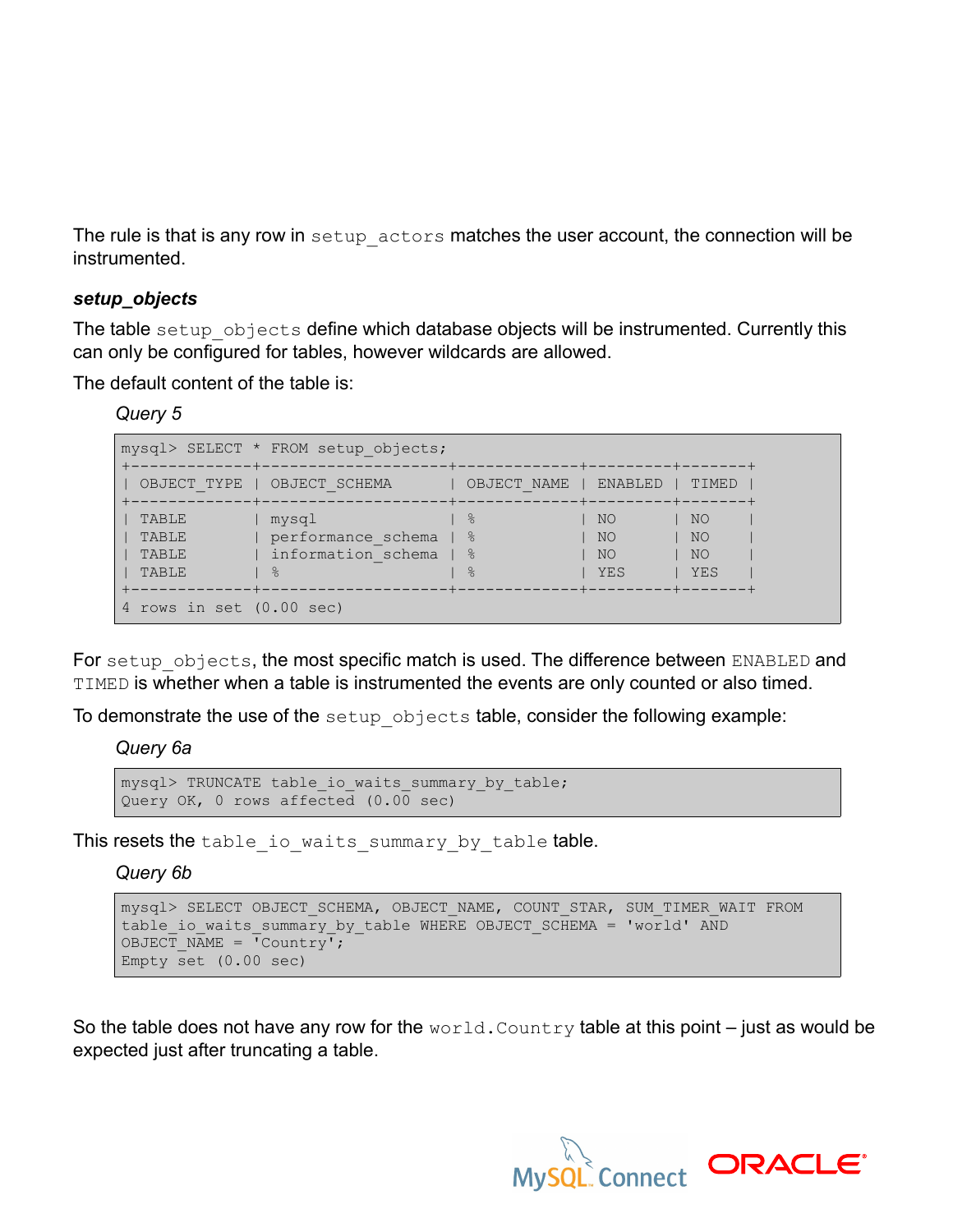The rule is that is any row in `setup_actors` matches the user account, the connection will be instrumented.

***setup_objects***

The table `setup_objects` define which database objects will be instrumented. Currently this can only be configured for tables, however wildcards are allowed.

The default content of the table is:

*Query 5*

```
mysql> SELECT * FROM setup_objects;
+-------------+--------------------+-------------+---------+-------+
| OBJECT_TYPE | OBJECT_SCHEMA      | OBJECT_NAME | ENABLED | TIMED |
+-------------+--------------------+-------------+---------+-------+
| TABLE       | mysql              | %           | NO      | NO    |
| TABLE       | performance_schema | %           | NO      | NO    |
| TABLE       | information_schema | %           | NO      | NO    |
| TABLE       | %                  | %           | YES     | YES   |
+-------------+--------------------+-------------+---------+-------+
4 rows in set (0.00 sec)
```

For `setup_objects`, the most specific match is used. The difference between `ENABLED` and `TIMED` is whether when a table is instrumented the events are only counted or also timed.

To demonstrate the use of the `setup_objects` table, consider the following example:

*Query 6a*

```
mysql> TRUNCATE table_io_waits_summary_by_table;
Query OK, 0 rows affected (0.00 sec)
```

This resets the `table_io_waits_summary_by_table` table.

*Query 6b*

```
mysql> SELECT OBJECT_SCHEMA, OBJECT_NAME, COUNT_STAR, SUM_TIMER_WAIT FROM
table_io_waits_summary_by_table WHERE OBJECT_SCHEMA = 'world' AND
OBJECT_NAME = 'Country';
Empty set (0.00 sec)
```

So the table does not have any row for the `world.Country` table at this point – just as would be expected just after truncating a table.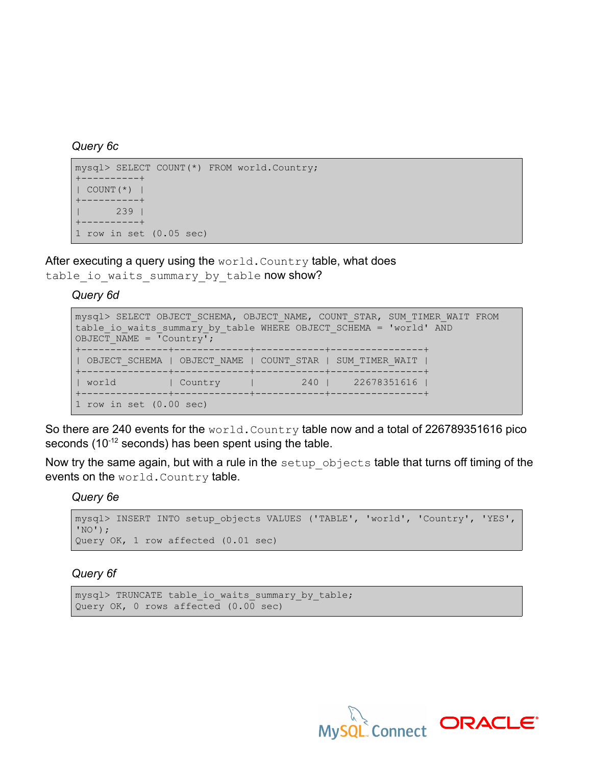*Query 6c*

```
mysql> SELECT COUNT(*) FROM world.Country;
+----------+
| COUNT(*) |
+----------+
|      239 |
+----------+
1 row in set (0.05 sec)
```

After executing a query using the `world.Country` table, what does `table_io_waits_summary_by_table` now show?

*Query 6d*

```
mysql> SELECT OBJECT_SCHEMA, OBJECT_NAME, COUNT_STAR, SUM_TIMER_WAIT FROM
table_io_waits_summary_by_table WHERE OBJECT_SCHEMA = 'world' AND
OBJECT_NAME = 'Country';
+---------------+-------------+------------+----------------+
| OBJECT_SCHEMA | OBJECT_NAME | COUNT_STAR | SUM_TIMER_WAIT |
+---------------+-------------+------------+----------------+
| world         | Country     |        240 |    22678351616 |
+---------------+-------------+------------+----------------+
1 row in set (0.00 sec)
```

So there are 240 events for the `world.Country` table now and a total of 226789351616 pico seconds ($10^{-12}$ seconds) has been spent using the table.

Now try the same again, but with a rule in the `setup_objects` table that turns off timing of the events on the `world.Country` table.

*Query 6e*

```
mysql> INSERT INTO setup_objects VALUES ('TABLE', 'world', 'Country', 'YES',
'NO');
Query OK, 1 row affected (0.01 sec)
```

*Query 6f*

```
mysql> TRUNCATE table_io_waits_summary_by_table;
Query OK, 0 rows affected (0.00 sec)
```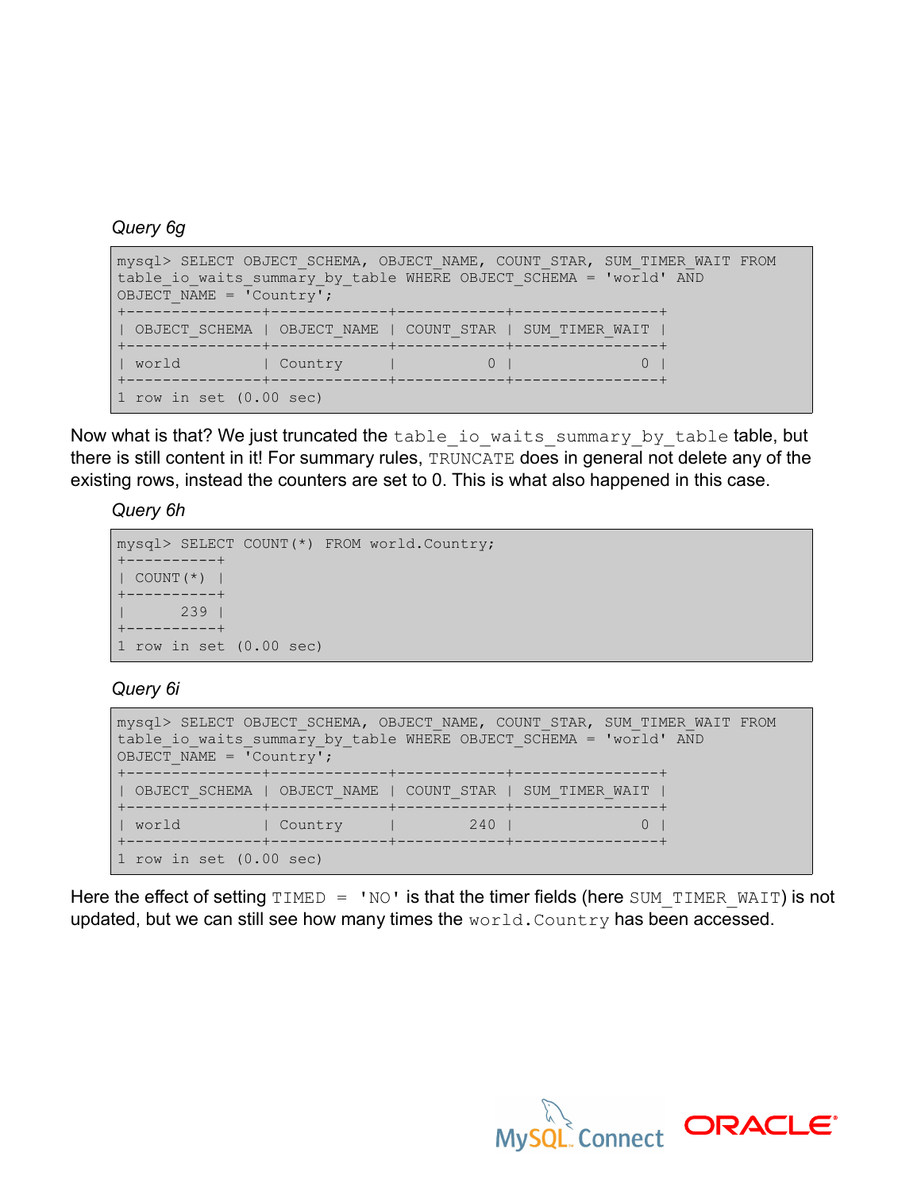*Query 6g*

```
mysql> SELECT OBJECT_SCHEMA, OBJECT_NAME, COUNT_STAR, SUM_TIMER_WAIT FROM
table_io_waits_summary_by_table WHERE OBJECT_SCHEMA = 'world' AND
OBJECT_NAME = 'Country';
+---------------+-------------+------------+----------------+
| OBJECT_SCHEMA | OBJECT_NAME | COUNT_STAR | SUM_TIMER_WAIT |
+---------------+-------------+------------+----------------+
| world         | Country     |          0 |              0 |
+---------------+-------------+------------+----------------+
1 row in set (0.00 sec)
```

Now what is that? We just truncated the `table_io_waits_summary_by_table` table, but there is still content in it! For summary rules, `TRUNCATE` does in general not delete any of the existing rows, instead the counters are set to 0. This is what also happened in this case.

*Query 6h*

```
mysql> SELECT COUNT(*) FROM world.Country;
+----------+
| COUNT(*) |
+----------+
|      239 |
+----------+
1 row in set (0.00 sec)
```

*Query 6i*

```
mysql> SELECT OBJECT_SCHEMA, OBJECT_NAME, COUNT_STAR, SUM_TIMER_WAIT FROM
table_io_waits_summary_by_table WHERE OBJECT_SCHEMA = 'world' AND
OBJECT_NAME = 'Country';
+---------------+-------------+------------+----------------+
| OBJECT_SCHEMA | OBJECT_NAME | COUNT_STAR | SUM_TIMER_WAIT |
+---------------+-------------+------------+----------------+
| world         | Country     |        240 |              0 |
+---------------+-------------+------------+----------------+
1 row in set (0.00 sec)
```

Here the effect of setting `TIMED = 'NO'` is that the timer fields (here `SUM_TIMER_WAIT`) is not updated, but we can still see how many times the `world.Country` has been accessed.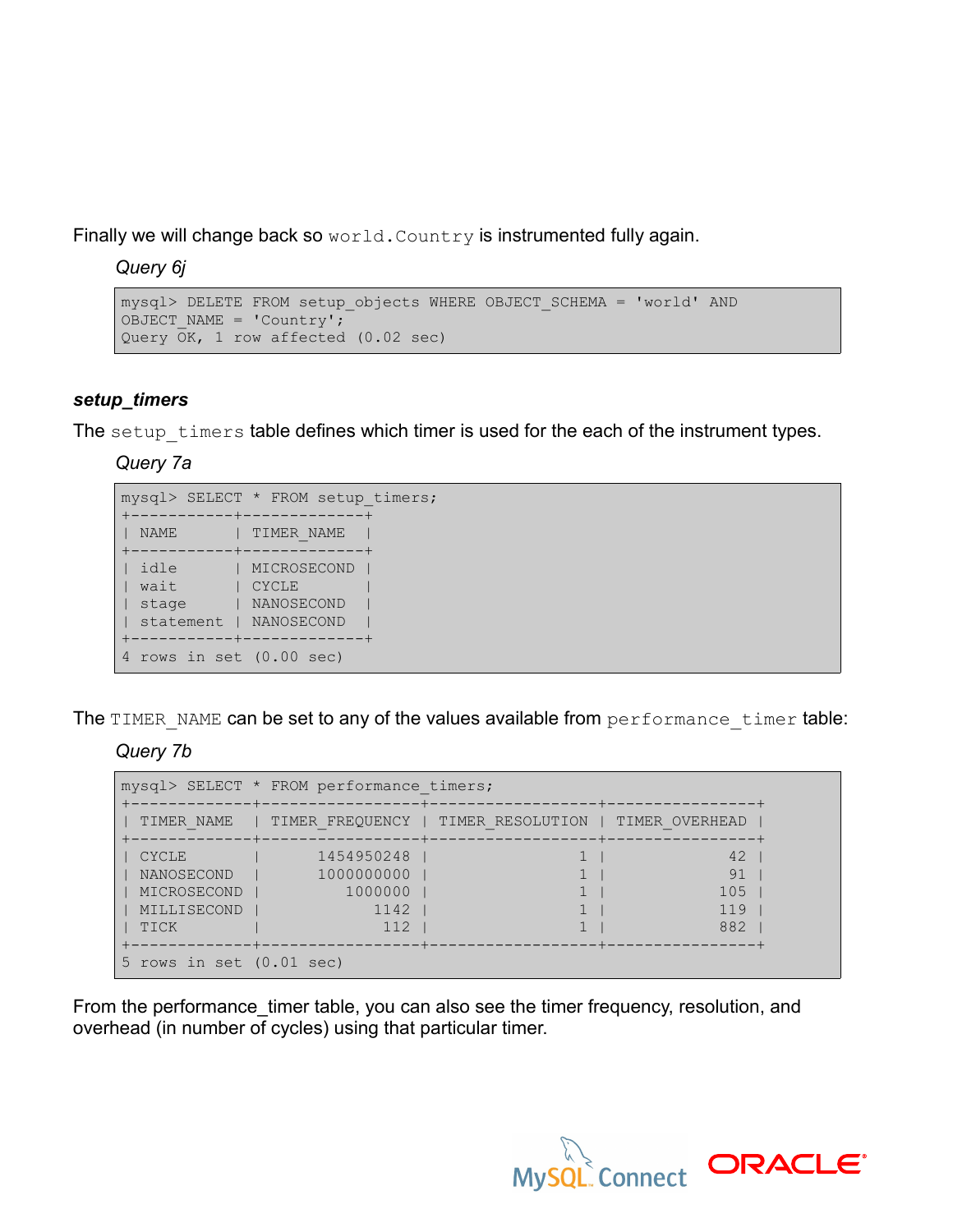Finally we will change back so `world.Country` is instrumented fully again.

*Query 6j*

```
mysql> DELETE FROM setup_objects WHERE OBJECT_SCHEMA = 'world' AND
OBJECT_NAME = 'Country';
Query OK, 1 row affected (0.02 sec)
```

### *setup_timers*

The `setup_timers` table defines which timer is used for the each of the instrument types.

*Query 7a*

```
mysql> SELECT * FROM setup_timers;
+-----------+-------------+
| NAME      | TIMER_NAME  |
+-----------+-------------+
| idle      | MICROSECOND |
| wait      | CYCLE       |
| stage     | NANOSECOND  |
| statement | NANOSECOND  |
+-----------+-------------+
4 rows in set (0.00 sec)
```

The `TIMER_NAME` can be set to any of the values available from `performance_timer` table:

*Query 7b*

```
mysql> SELECT * FROM performance_timers;
+-------------+-----------------+------------------+----------------+
| TIMER_NAME  | TIMER_FREQUENCY | TIMER_RESOLUTION | TIMER_OVERHEAD |
+-------------+-----------------+------------------+----------------+
| CYCLE       |      1454950248 |                1 |             42 |
| NANOSECOND  |      1000000000 |                1 |             91 |
| MICROSECOND |         1000000 |                1 |            105 |
| MILLISECOND |            1142 |                1 |            119 |
| TICK        |             112 |                1 |            882 |
+-------------+-----------------+------------------+----------------+
5 rows in set (0.01 sec)
```

From the performance_timer table, you can also see the timer frequency, resolution, and overhead (in number of cycles) using that particular timer.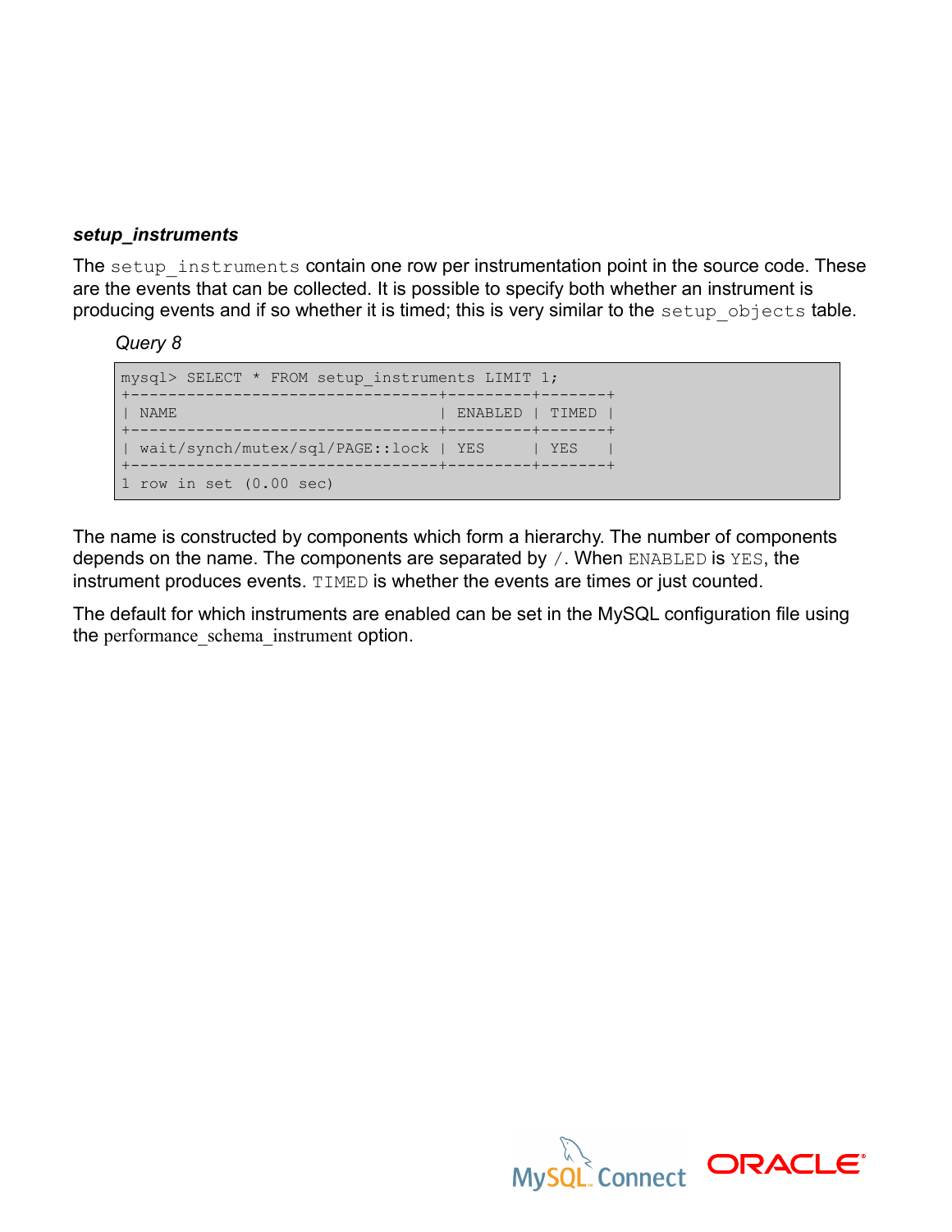### *setup_instruments*

The `setup_instruments` contain one row per instrumentation point in the source code. These are the events that can be collected. It is possible to specify both whether an instrument is producing events and if so whether it is timed; this is very similar to the `setup_objects` table.

*Query 8*

```
mysql> SELECT * FROM setup_instruments LIMIT 1;
+---------------------------------+---------+-------+
| NAME                            | ENABLED | TIMED |
+---------------------------------+---------+-------+
| wait/synch/mutex/sql/PAGE::lock | YES     | YES   |
+---------------------------------+---------+-------+
1 row in set (0.00 sec)
```

The name is constructed by components which form a hierarchy. The number of components depends on the name. The components are separated by `/`. When `ENABLED` is `YES`, the instrument produces events. `TIMED` is whether the events are times or just counted.

The default for which instruments are enabled can be set in the MySQL configuration file using the performance_schema_instrument option.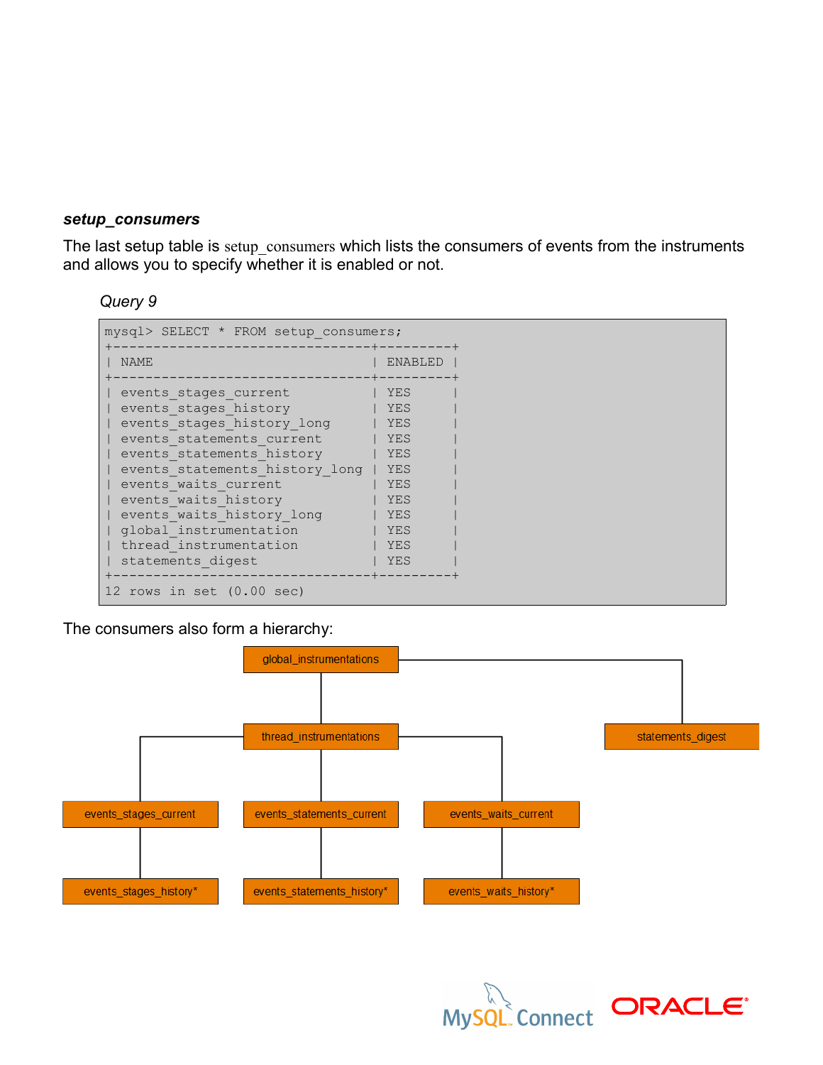### *setup_consumers*

The last setup table is setup_consumers which lists the consumers of events from the instruments and allows you to specify whether it is enabled or not.

*Query 9*

```
mysql> SELECT * FROM setup_consumers;
+--------------------------------+---------+
| NAME                           | ENABLED |
+--------------------------------+---------+
| events_stages_current          | YES     |
| events_stages_history          | YES     |
| events_stages_history_long     | YES     |
| events_statements_current      | YES     |
| events_statements_history      | YES     |
| events_statements_history_long | YES     |
| events_waits_current           | YES     |
| events_waits_history           | YES     |
| events_waits_history_long      | YES     |
| global_instrumentation         | YES     |
| thread_instrumentation         | YES     |
| statements_digest              | YES     |
+--------------------------------+---------+
12 rows in set (0.00 sec)
```

The consumers also form a hierarchy:

```
global_instrumentations
├── thread_instrumentations
│   ├── events_stages_current
│   │   └── events_stages_history*
│   ├── events_statements_current
│   │   └── events_statements_history*
│   └── events_waits_current
│       └── events_waits_history*
└── statements_digest
```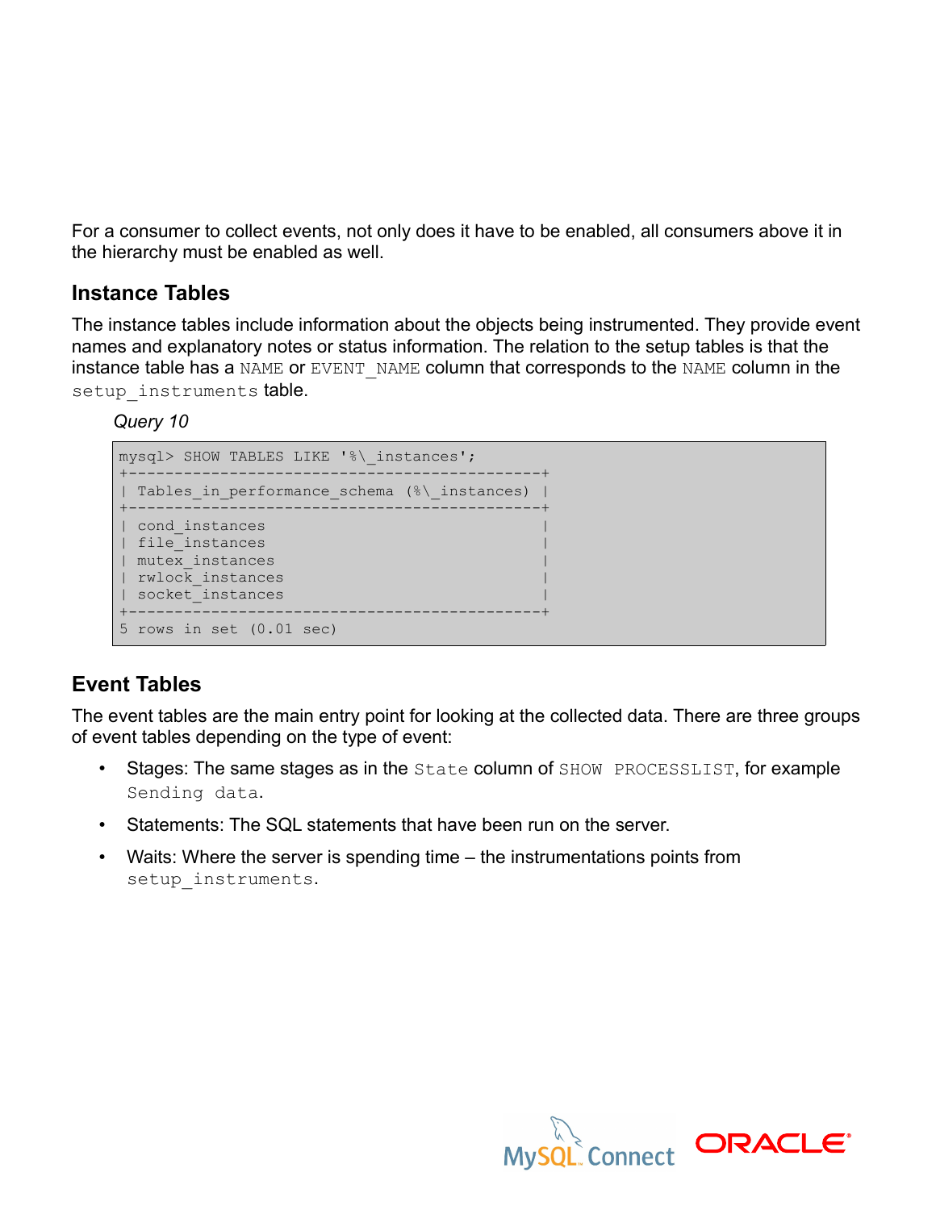For a consumer to collect events, not only does it have to be enabled, all consumers above it in the hierarchy must be enabled as well.

### Instance Tables

The instance tables include information about the objects being instrumented. They provide event names and explanatory notes or status information. The relation to the setup tables is that the instance table has a `NAME` or `EVENT_NAME` column that corresponds to the `NAME` column in the `setup_instruments` table.

*Query 10*

```
mysql> SHOW TABLES LIKE '%\_instances';
+--------------------------------------------+
| Tables_in_performance_schema (%\_instances) |
+--------------------------------------------+
| cond_instances                             |
| file_instances                             |
| mutex_instances                            |
| rwlock_instances                           |
| socket_instances                           |
+--------------------------------------------+
5 rows in set (0.01 sec)
```

### Event Tables

The event tables are the main entry point for looking at the collected data. There are three groups of event tables depending on the type of event:

- Stages: The same stages as in the `State` column of `SHOW PROCESSLIST`, for example `Sending data`.
- Statements: The SQL statements that have been run on the server.
- Waits: Where the server is spending time – the instrumentations points from `setup_instruments`.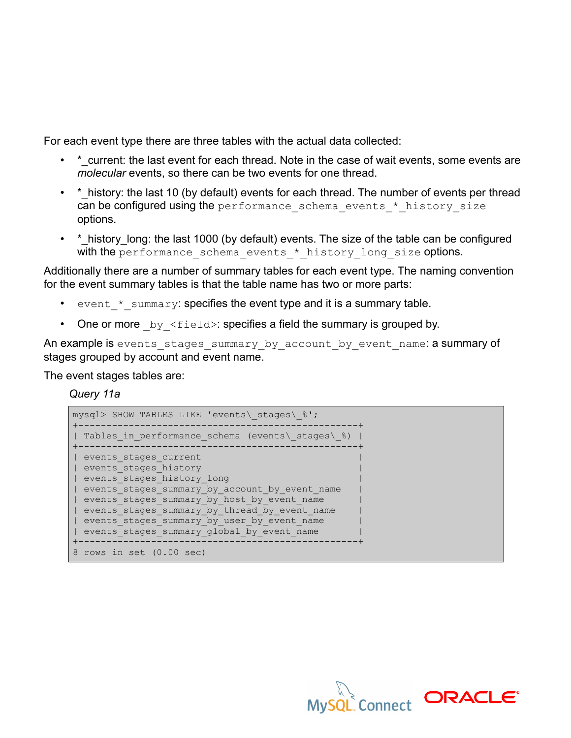For each event type there are three tables with the actual data collected:

- *_current: the last event for each thread. Note in the case of wait events, some events are *molecular* events, so there can be two events for one thread.
- *_history: the last 10 (by default) events for each thread. The number of events per thread can be configured using the `performance_schema_events_*_history_size` options.
- *_history_long: the last 1000 (by default) events. The size of the table can be configured with the `performance_schema_events_*_history_long_size` options.

Additionally there are a number of summary tables for each event type. The naming convention for the event summary tables is that the table name has two or more parts:

- `event_*_summary`: specifies the event type and it is a summary table.
- One or more `_by_<field>`: specifies a field the summary is grouped by.

An example is `events_stages_summary_by_account_by_event_name`: a summary of stages grouped by account and event name.

The event stages tables are:

*Query 11a*

```
mysql> SHOW TABLES LIKE 'events\_stages\_%';
+------------------------------------------------+
| Tables_in_performance_schema (events\_stages\_%) |
+------------------------------------------------+
| events_stages_current                          |
| events_stages_history                          |
| events_stages_history_long                     |
| events_stages_summary_by_account_by_event_name |
| events_stages_summary_by_host_by_event_name    |
| events_stages_summary_by_thread_by_event_name  |
| events_stages_summary_by_user_by_event_name    |
| events_stages_summary_global_by_event_name     |
+------------------------------------------------+
8 rows in set (0.00 sec)
```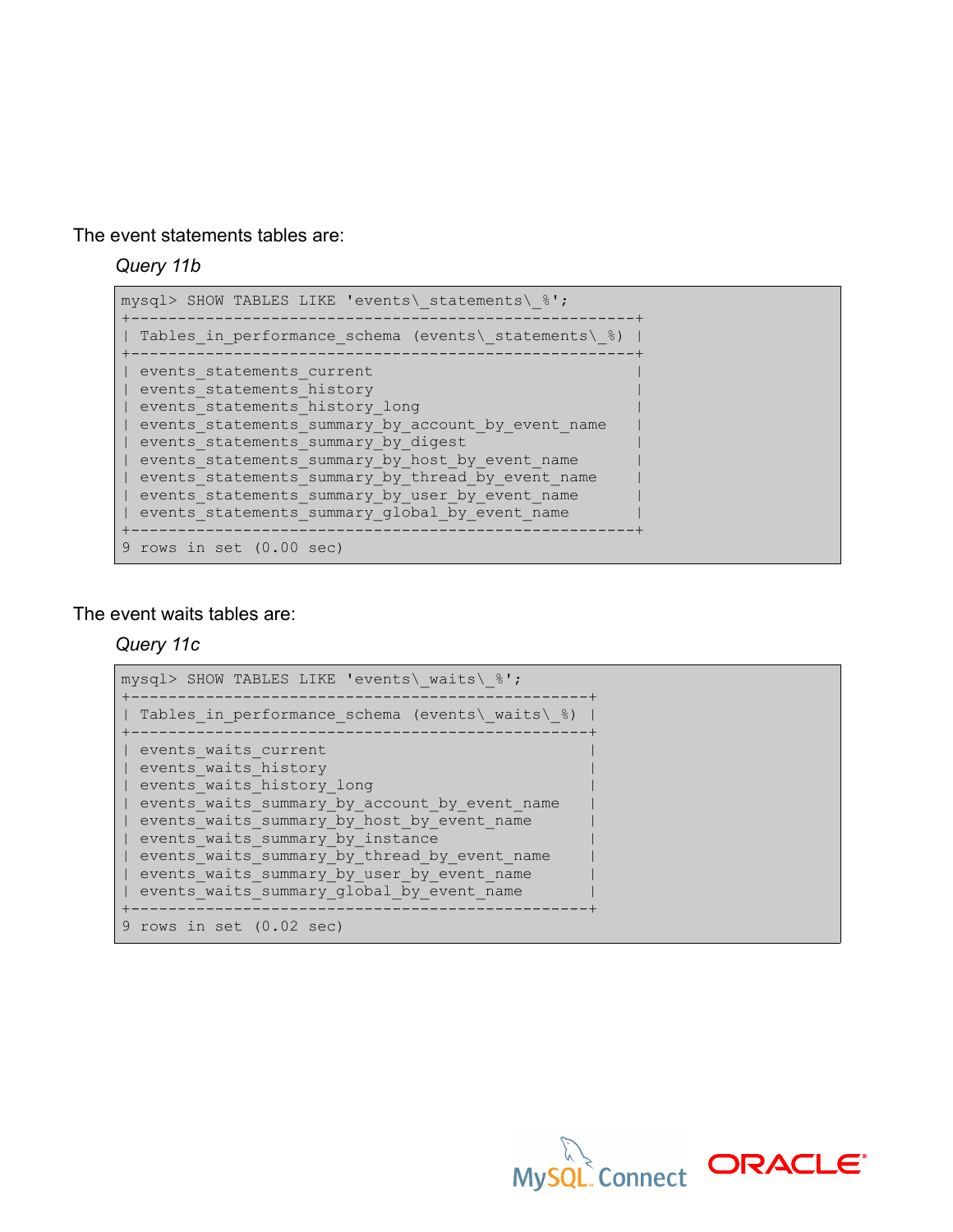The event statements tables are:

*Query 11b*

```
mysql> SHOW TABLES LIKE 'events\_statements\_%';
+----------------------------------------------------+
| Tables_in_performance_schema (events\_statements\_%) |
+----------------------------------------------------+
| events_statements_current                          |
| events_statements_history                          |
| events_statements_history_long                     |
| events_statements_summary_by_account_by_event_name |
| events_statements_summary_by_digest                |
| events_statements_summary_by_host_by_event_name    |
| events_statements_summary_by_thread_by_event_name  |
| events_statements_summary_by_user_by_event_name    |
| events_statements_summary_global_by_event_name     |
+----------------------------------------------------+
9 rows in set (0.00 sec)
```

The event waits tables are:

*Query 11c*

```
mysql> SHOW TABLES LIKE 'events\_waits\_%';
+-----------------------------------------------+
| Tables_in_performance_schema (events\_waits\_%) |
+-----------------------------------------------+
| events_waits_current                          |
| events_waits_history                          |
| events_waits_history_long                     |
| events_waits_summary_by_account_by_event_name |
| events_waits_summary_by_host_by_event_name    |
| events_waits_summary_by_instance              |
| events_waits_summary_by_thread_by_event_name  |
| events_waits_summary_by_user_by_event_name    |
| events_waits_summary_global_by_event_name     |
+-----------------------------------------------+
9 rows in set (0.02 sec)
```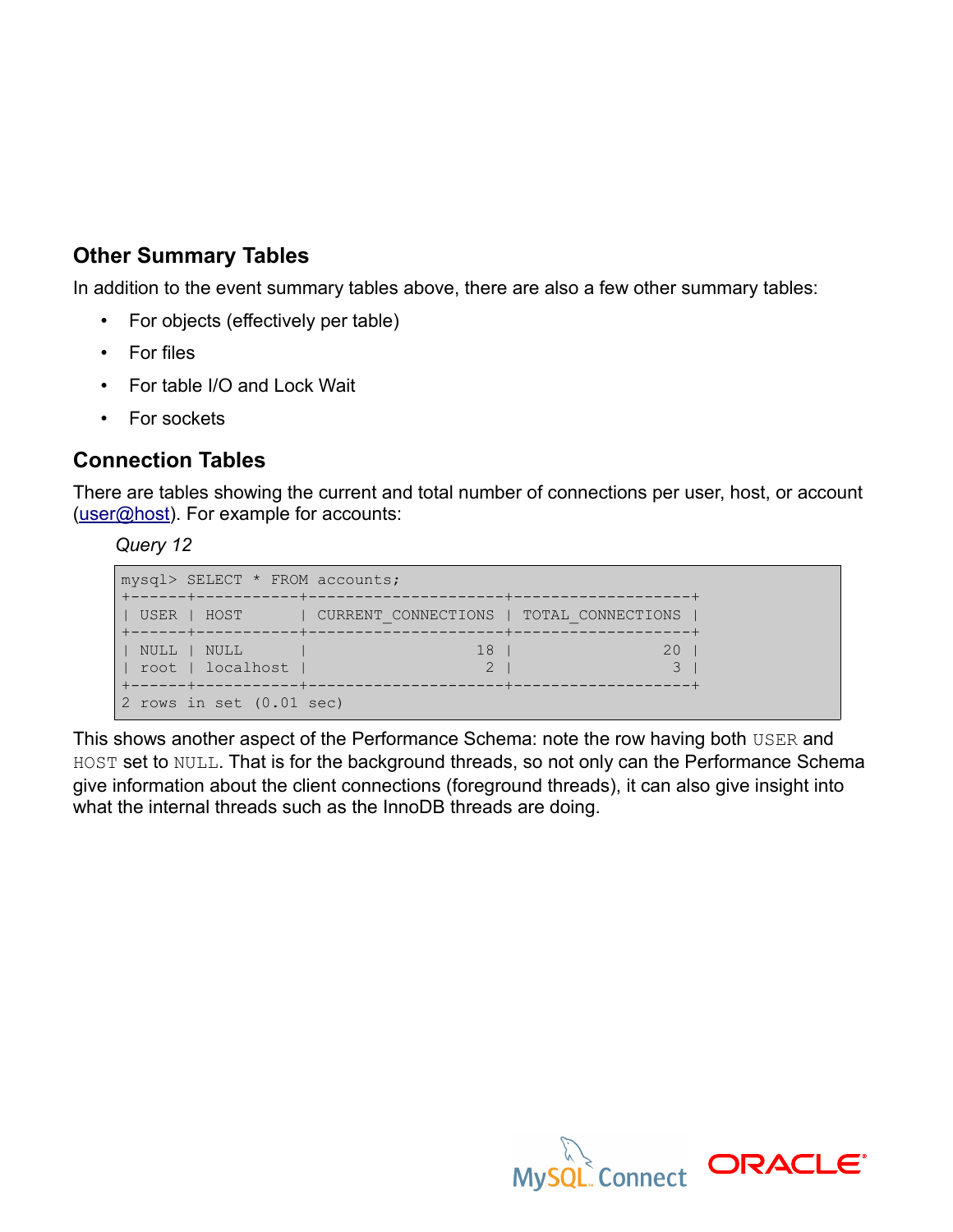## Other Summary Tables

In addition to the event summary tables above, there are also a few other summary tables:

- For objects (effectively per table)
- For files
- For table I/O and Lock Wait
- For sockets

## Connection Tables

There are tables showing the current and total number of connections per user, host, or account (user@host). For example for accounts:

*Query 12*

```
mysql> SELECT * FROM accounts;
+------+-----------+---------------------+-------------------+
| USER | HOST      | CURRENT_CONNECTIONS | TOTAL_CONNECTIONS |
+------+-----------+---------------------+-------------------+
| NULL | NULL      |                  18 |                20 |
| root | localhost |                   2 |                 3 |
+------+-----------+---------------------+-------------------+
2 rows in set (0.01 sec)
```

This shows another aspect of the Performance Schema: note the row having both `USER` and `HOST` set to `NULL`. That is for the background threads, so not only can the Performance Schema give information about the client connections (foreground threads), it can also give insight into what the internal threads such as the InnoDB threads are doing.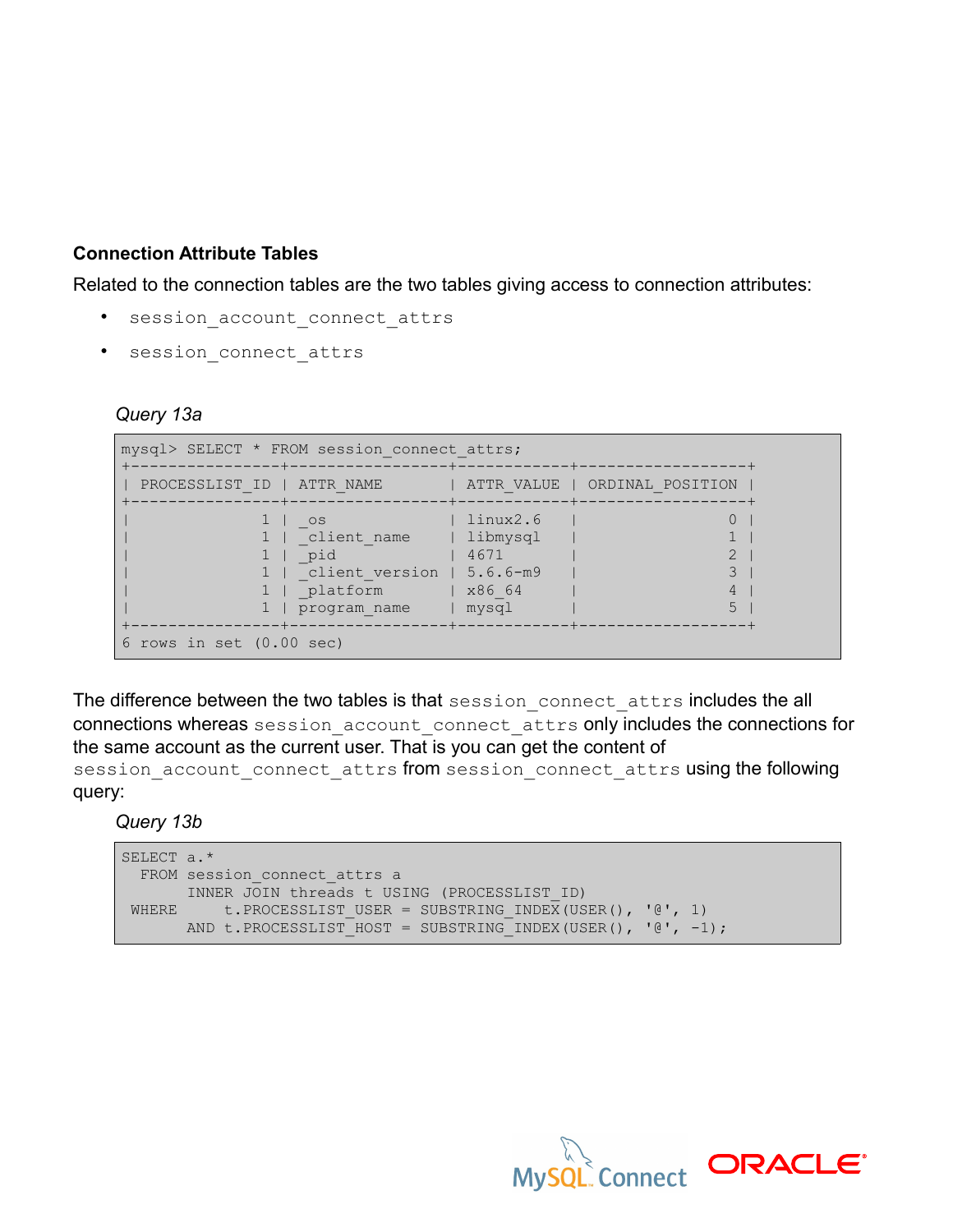### Connection Attribute Tables

Related to the connection tables are the two tables giving access to connection attributes:

- `session_account_connect_attrs`
- `session_connect_attrs`

*Query 13a*

```
mysql> SELECT * FROM session_connect_attrs;
+----------------+-----------------+------------+------------------+
| PROCESSLIST_ID | ATTR_NAME       | ATTR_VALUE | ORDINAL_POSITION |
+----------------+-----------------+------------+------------------+
|              1 | _os             | linux2.6   |                0 |
|              1 | _client_name    | libmysql   |                1 |
|              1 | _pid            | 4671       |                2 |
|              1 | _client_version | 5.6.6-m9   |                3 |
|              1 | _platform       | x86_64     |                4 |
|              1 | program_name    | mysql      |                5 |
+----------------+-----------------+------------+------------------+
6 rows in set (0.00 sec)
```

The difference between the two tables is that `session_connect_attrs` includes the all connections whereas `session_account_connect_attrs` only includes the connections for the same account as the current user. That is you can get the content of `session_account_connect_attrs` from `session_connect_attrs` using the following query:

*Query 13b*

```
SELECT a.*
  FROM session_connect_attrs a
       INNER JOIN threads t USING (PROCESSLIST_ID)
 WHERE      t.PROCESSLIST_USER = SUBSTRING_INDEX(USER(), '@', 1)
       AND t.PROCESSLIST_HOST = SUBSTRING_INDEX(USER(), '@', -1);
```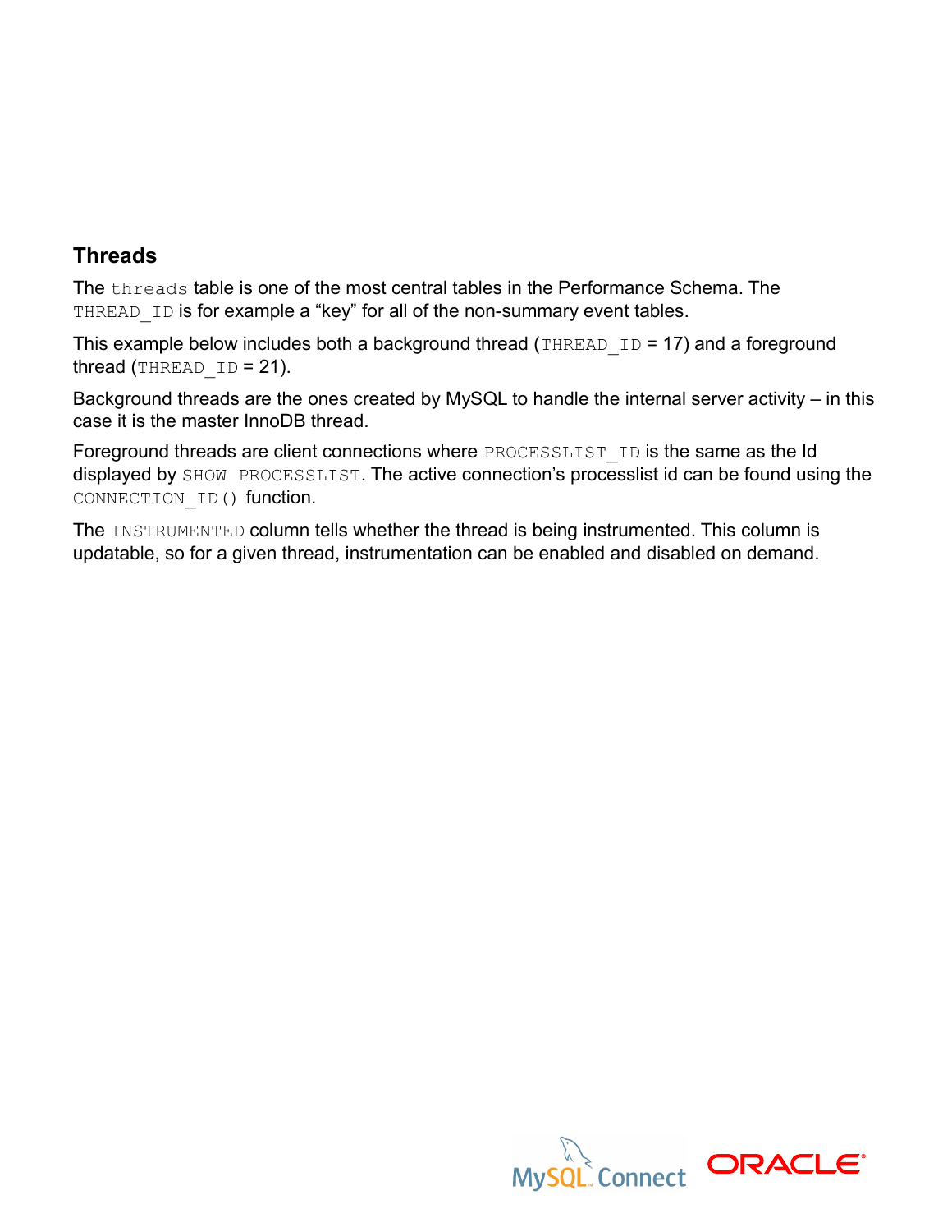## Threads

The `threads` table is one of the most central tables in the Performance Schema. The `THREAD_ID` is for example a “key” for all of the non-summary event tables.

This example below includes both a background thread (`THREAD_ID` = 17) and a foreground thread (`THREAD_ID` = 21).

Background threads are the ones created by MySQL to handle the internal server activity – in this case it is the master InnoDB thread.

Foreground threads are client connections where `PROCESSLIST_ID` is the same as the Id displayed by `SHOW PROCESSLIST`. The active connection’s processlist id can be found using the `CONNECTION_ID()` function.

The `INSTRUMENTED` column tells whether the thread is being instrumented. This column is updatable, so for a given thread, instrumentation can be enabled and disabled on demand.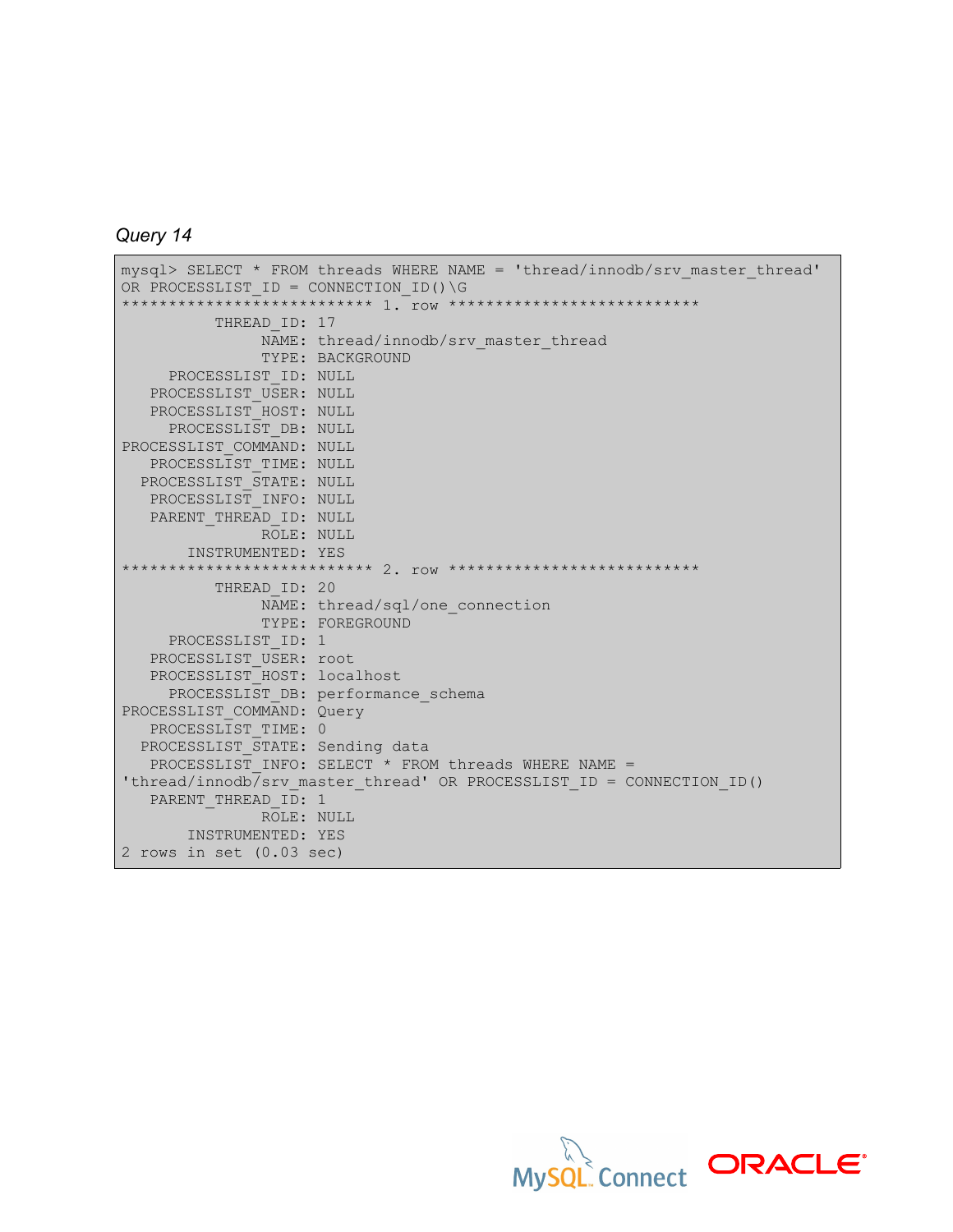*Query 14*

```
mysql> SELECT * FROM threads WHERE NAME = 'thread/innodb/srv_master_thread'
OR PROCESSLIST_ID = CONNECTION_ID()\G
*************************** 1. row ***************************
          THREAD_ID: 17
               NAME: thread/innodb/srv_master_thread
               TYPE: BACKGROUND
     PROCESSLIST_ID: NULL
   PROCESSLIST_USER: NULL
   PROCESSLIST_HOST: NULL
     PROCESSLIST_DB: NULL
PROCESSLIST_COMMAND: NULL
   PROCESSLIST_TIME: NULL
  PROCESSLIST_STATE: NULL
   PROCESSLIST_INFO: NULL
   PARENT_THREAD_ID: NULL
               ROLE: NULL
       INSTRUMENTED: YES
*************************** 2. row ***************************
          THREAD_ID: 20
               NAME: thread/sql/one_connection
               TYPE: FOREGROUND
     PROCESSLIST_ID: 1
   PROCESSLIST_USER: root
   PROCESSLIST_HOST: localhost
     PROCESSLIST_DB: performance_schema
PROCESSLIST_COMMAND: Query
   PROCESSLIST_TIME: 0
  PROCESSLIST_STATE: Sending data
   PROCESSLIST_INFO: SELECT * FROM threads WHERE NAME =
'thread/innodb/srv_master_thread' OR PROCESSLIST_ID = CONNECTION_ID()
   PARENT_THREAD_ID: 1
               ROLE: NULL
       INSTRUMENTED: YES
2 rows in set (0.03 sec)
```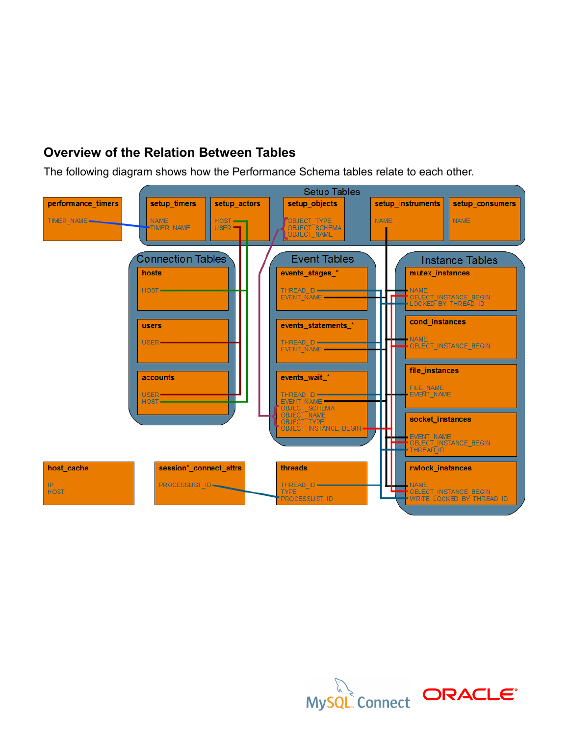## Overview of the Relation Between Tables

The following diagram shows how the Performance Schema tables relate to each other.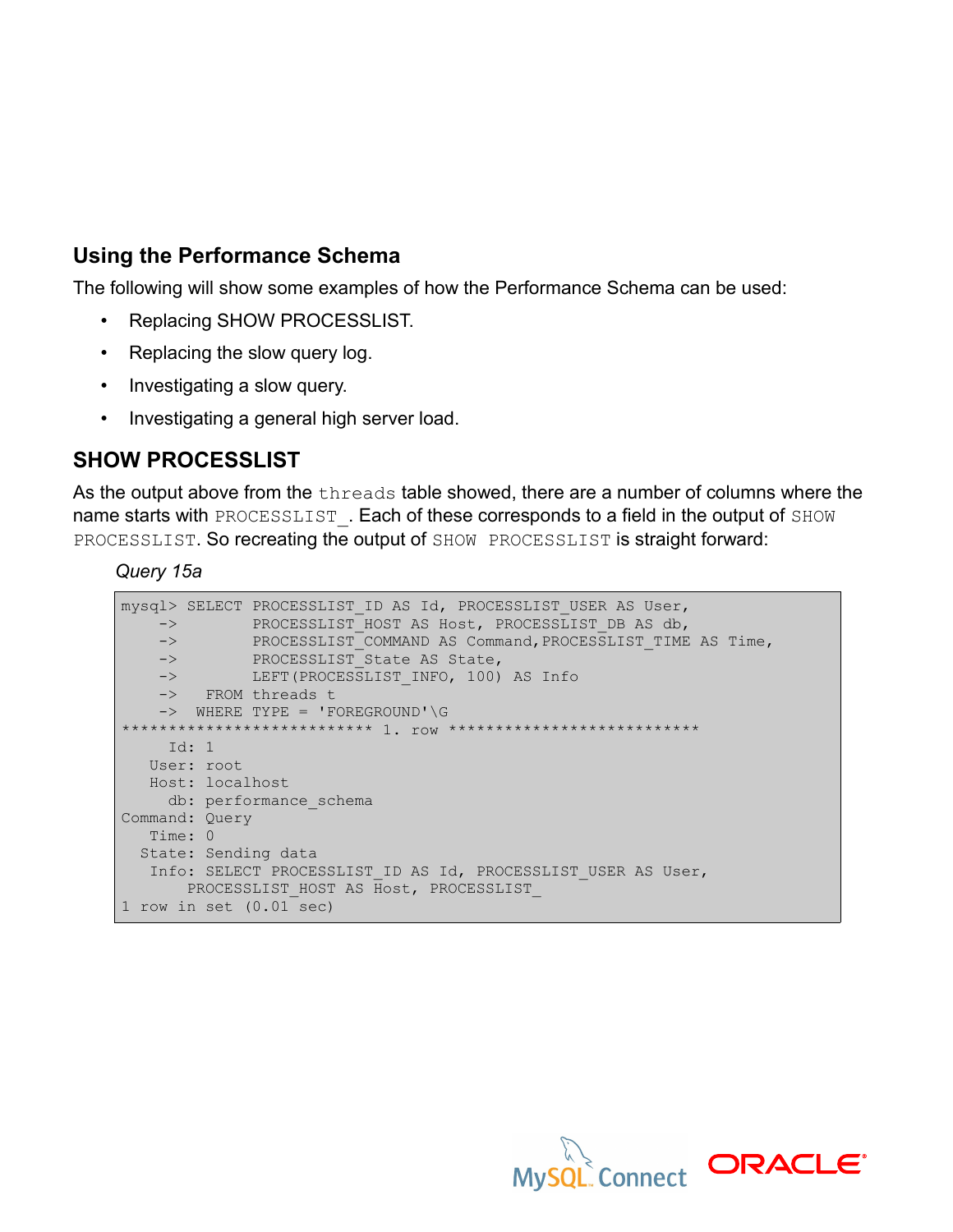## Using the Performance Schema

The following will show some examples of how the Performance Schema can be used:

- Replacing SHOW PROCESSLIST.
- Replacing the slow query log.
- Investigating a slow query.
- Investigating a general high server load.

## SHOW PROCESSLIST

As the output above from the `threads` table showed, there are a number of columns where the name starts with `PROCESSLIST_`. Each of these corresponds to a field in the output of `SHOW PROCESSLIST`. So recreating the output of `SHOW PROCESSLIST` is straight forward:

*Query 15a*

```
mysql> SELECT PROCESSLIST_ID AS Id, PROCESSLIST_USER AS User,
    ->        PROCESSLIST_HOST AS Host, PROCESSLIST_DB AS db,
    ->        PROCESSLIST_COMMAND AS Command,PROCESSLIST_TIME AS Time,
    ->        PROCESSLIST_State AS State,
    ->        LEFT(PROCESSLIST_INFO, 100) AS Info
    ->   FROM threads t
    ->  WHERE TYPE = 'FOREGROUND'\G
*************************** 1. row ***************************
     Id: 1
   User: root
   Host: localhost
     db: performance_schema
Command: Query
   Time: 0
  State: Sending data
   Info: SELECT PROCESSLIST_ID AS Id, PROCESSLIST_USER AS User,
       PROCESSLIST_HOST AS Host, PROCESSLIST_
1 row in set (0.01 sec)
```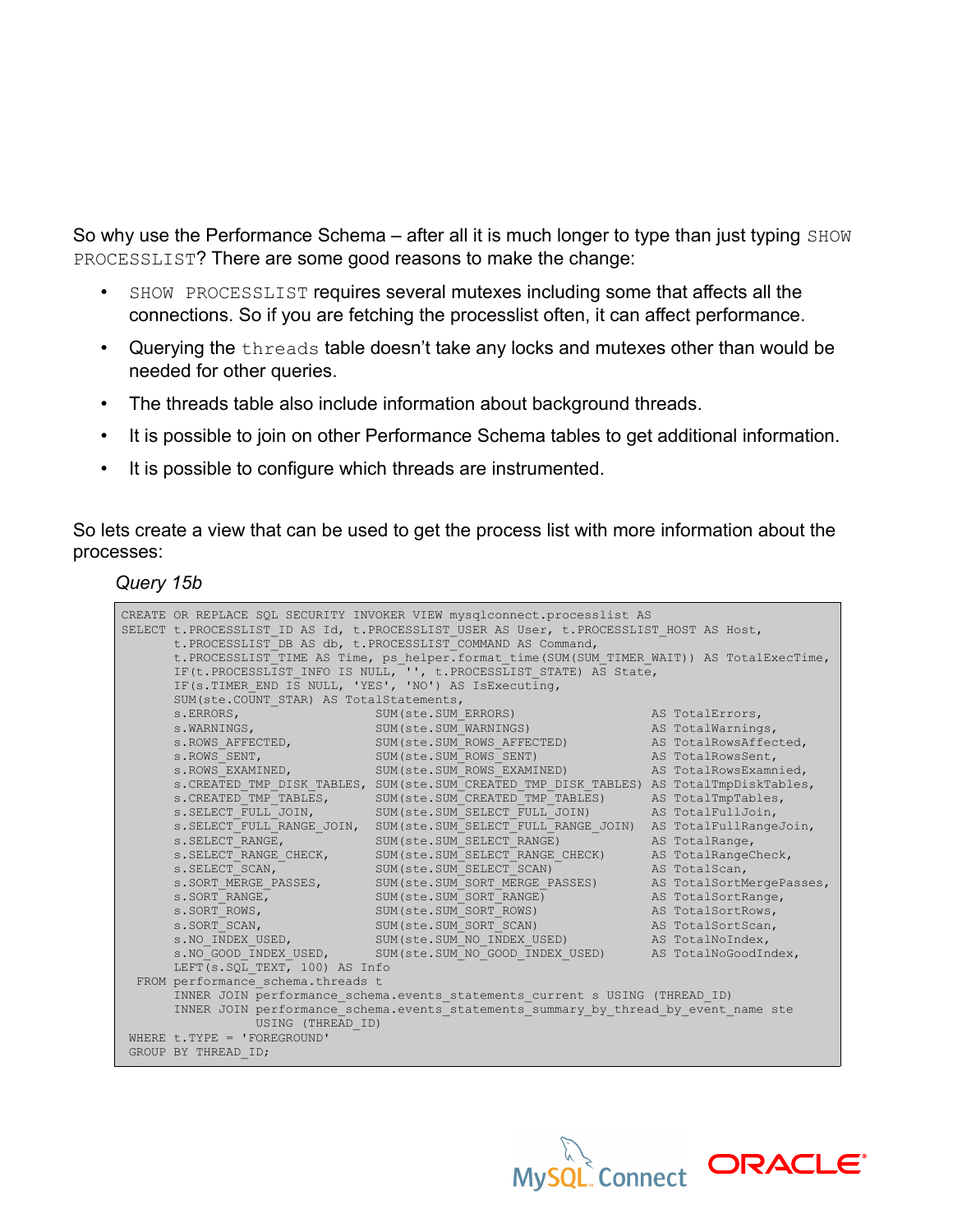So why use the Performance Schema – after all it is much longer to type than just typing `SHOW PROCESSLIST`? There are some good reasons to make the change:

- `SHOW PROCESSLIST` requires several mutexes including some that affects all the connections. So if you are fetching the processlist often, it can affect performance.
- Querying the `threads` table doesn't take any locks and mutexes other than would be needed for other queries.
- The threads table also include information about background threads.
- It is possible to join on other Performance Schema tables to get additional information.
- It is possible to configure which threads are instrumented.

So lets create a view that can be used to get the process list with more information about the processes:

*Query 15b*

```
CREATE OR REPLACE SQL SECURITY INVOKER VIEW mysqlconnect.processlist AS
SELECT t.PROCESSLIST_ID AS Id, t.PROCESSLIST_USER AS User, t.PROCESSLIST_HOST AS Host,
       t.PROCESSLIST_DB AS db, t.PROCESSLIST_COMMAND AS Command,
       t.PROCESSLIST_TIME AS Time, ps_helper.format_time(SUM(SUM_TIMER_WAIT)) AS TotalExecTime,
       IF(t.PROCESSLIST_INFO IS NULL, '', t.PROCESSLIST_STATE) AS State,
       IF(s.TIMER_END IS NULL, 'YES', 'NO') AS IsExecuting,
       SUM(ste.COUNT_STAR) AS TotalStatements,
       s.ERRORS,                   SUM(ste.SUM_ERRORS)                AS TotalErrors,
       s.WARNINGS,                 SUM(ste.SUM_WARNINGS)              AS TotalWarnings,
       s.ROWS_AFFECTED,            SUM(ste.SUM_ROWS_AFFECTED)         AS TotalRowsAffected,
       s.ROWS_SENT,                SUM(ste.SUM_ROWS_SENT)             AS TotalRowsSent,
       s.ROWS_EXAMINED,            SUM(ste.SUM_ROWS_EXAMINED)         AS TotalRowsExamnied,
       s.CREATED_TMP_DISK_TABLES, SUM(ste.SUM_CREATED_TMP_DISK_TABLES) AS TotalTmpDiskTables,
       s.CREATED_TMP_TABLES,       SUM(ste.SUM_CREATED_TMP_TABLES)    AS TotalTmpTables,
       s.SELECT_FULL_JOIN,         SUM(ste.SUM_SELECT_FULL_JOIN)      AS TotalFullJoin,
       s.SELECT_FULL_RANGE_JOIN,   SUM(ste.SUM_SELECT_FULL_RANGE_JOIN) AS TotalFullRangeJoin,
       s.SELECT_RANGE,             SUM(ste.SUM_SELECT_RANGE)          AS TotalRange,
       s.SELECT_RANGE_CHECK,       SUM(ste.SUM_SELECT_RANGE_CHECK)    AS TotalRangeCheck,
       s.SELECT_SCAN,              SUM(ste.SUM_SELECT_SCAN)           AS TotalScan,
       s.SORT_MERGE_PASSES,        SUM(ste.SUM_SORT_MERGE_PASSES)     AS TotalSortMergePasses,
       s.SORT_RANGE,               SUM(ste.SUM_SORT_RANGE)            AS TotalSortRange,
       s.SORT_ROWS,                SUM(ste.SUM_SORT_ROWS)             AS TotalSortRows,
       s.SORT_SCAN,                SUM(ste.SUM_SORT_SCAN)             AS TotalSortScan,
       s.NO_INDEX_USED,            SUM(ste.SUM_NO_INDEX_USED)         AS TotalNoIndex,
       s.NO_GOOD_INDEX_USED,       SUM(ste.SUM_NO_GOOD_INDEX_USED)    AS TotalNoGoodIndex,
       LEFT(s.SQL_TEXT, 100) AS Info
  FROM performance_schema.threads t
       INNER JOIN performance_schema.events_statements_current s USING (THREAD_ID)
       INNER JOIN performance_schema.events_statements_summary_by_thread_by_event_name ste
                  USING (THREAD_ID)
 WHERE t.TYPE = 'FOREGROUND'
 GROUP BY THREAD_ID;
```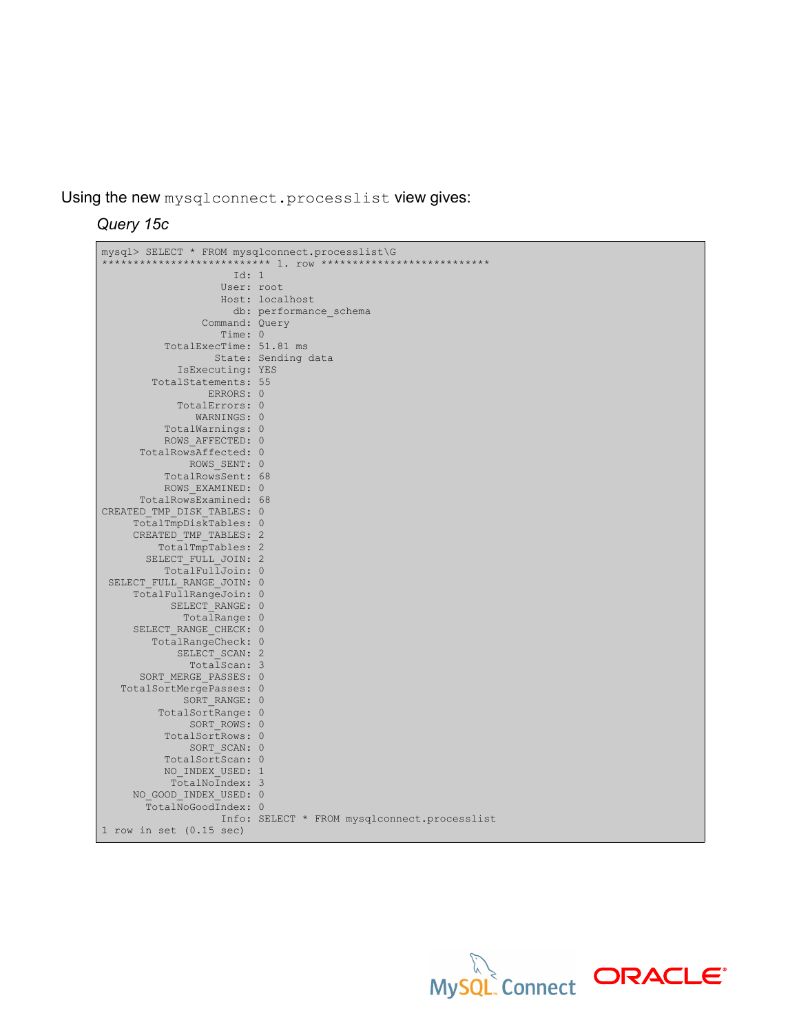Using the new `mysqlconnect.processlist` view gives:

*Query 15c*

```
mysql> SELECT * FROM mysqlconnect.processlist\G
*************************** 1. row ***************************
                    Id: 1
                  User: root
                  Host: localhost
                    db: performance_schema
               Command: Query
                  Time: 0
         TotalExecTime: 51.81 ms
                 State: Sending data
           IsExecuting: YES
       TotalStatements: 55
                ERRORS: 0
           TotalErrors: 0
              WARNINGS: 0
         TotalWarnings: 0
         ROWS_AFFECTED: 0
     TotalRowsAffected: 0
             ROWS_SENT: 0
         TotalRowsSent: 68
         ROWS_EXAMINED: 0
     TotalRowsExamined: 68
CREATED_TMP_DISK_TABLES: 0
     TotalTmpDiskTables: 0
     CREATED_TMP_TABLES: 2
         TotalTmpTables: 2
       SELECT_FULL_JOIN: 2
         TotalFullJoin: 0
 SELECT_FULL_RANGE_JOIN: 0
     TotalFullRangeJoin: 0
          SELECT_RANGE: 0
            TotalRange: 0
     SELECT_RANGE_CHECK: 0
       TotalRangeCheck: 0
           SELECT_SCAN: 2
             TotalScan: 3
      SORT_MERGE_PASSES: 0
   TotalSortMergePasses: 0
            SORT_RANGE: 0
        TotalSortRange: 0
             SORT_ROWS: 0
         TotalSortRows: 0
             SORT_SCAN: 0
         TotalSortScan: 0
         NO_INDEX_USED: 1
          TotalNoIndex: 3
     NO_GOOD_INDEX_USED: 0
       TotalNoGoodIndex: 0
                  Info: SELECT * FROM mysqlconnect.processlist
1 row in set (0.15 sec)
```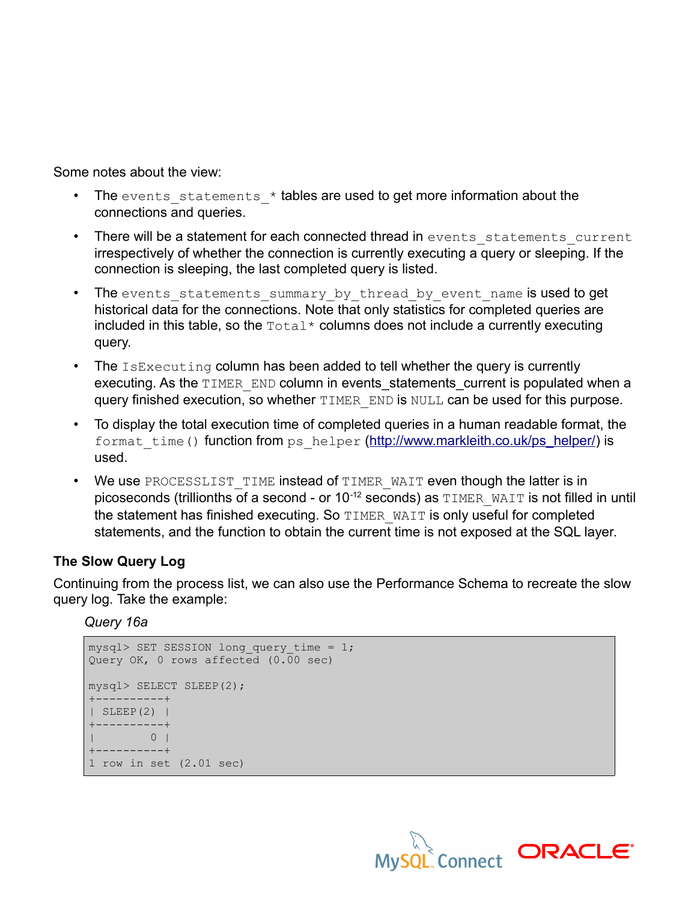Some notes about the view:

- The `events_statements_*` tables are used to get more information about the connections and queries.
- There will be a statement for each connected thread in `events_statements_current` irrespectively of whether the connection is currently executing a query or sleeping. If the connection is sleeping, the last completed query is listed.
- The `events_statements_summary_by_thread_by_event_name` is used to get historical data for the connections. Note that only statistics for completed queries are included in this table, so the `Total*` columns does not include a currently executing query.
- The `IsExecuting` column has been added to tell whether the query is currently executing. As the `TIMER_END` column in events_statements_current is populated when a query finished execution, so whether `TIMER_END` is `NULL` can be used for this purpose.
- To display the total execution time of completed queries in a human readable format, the `format_time()` function from `ps_helper` (http://www.markleith.co.uk/ps_helper/) is used.
- We use `PROCESSLIST_TIME` instead of `TIMER_WAIT` even though the latter is in picoseconds (trillionths of a second - or $10^{-12}$ seconds) as `TIMER_WAIT` is not filled in until the statement has finished executing. So `TIMER_WAIT` is only useful for completed statements, and the function to obtain the current time is not exposed at the SQL layer.

**The Slow Query Log**

Continuing from the process list, we can also use the Performance Schema to recreate the slow query log. Take the example:

*Query 16a*

```
mysql> SET SESSION long_query_time = 1;
Query OK, 0 rows affected (0.00 sec)

mysql> SELECT SLEEP(2);
+----------+
| SLEEP(2) |
+----------+
|        0 |
+----------+
1 row in set (2.01 sec)
```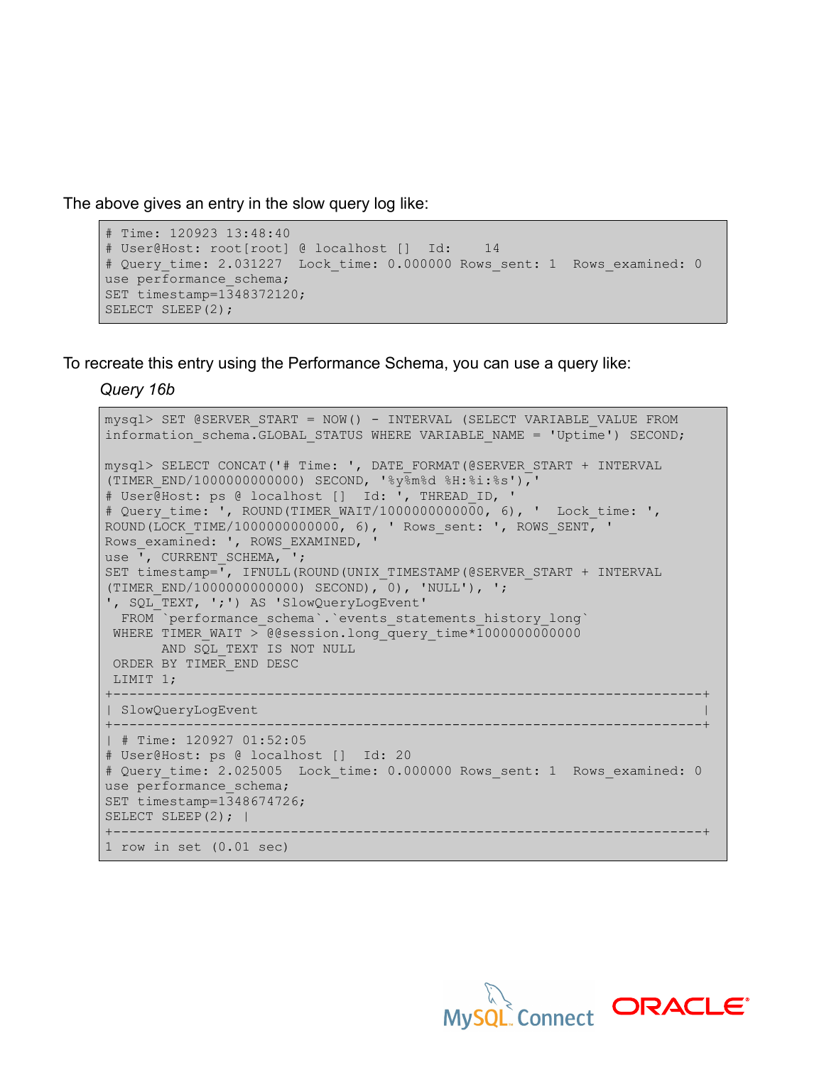The above gives an entry in the slow query log like:

```
# Time: 120923 13:48:40
# User@Host: root[root] @ localhost []  Id:    14
# Query_time: 2.031227  Lock_time: 0.000000 Rows_sent: 1  Rows_examined: 0
use performance_schema;
SET timestamp=1348372120;
SELECT SLEEP(2);
```

To recreate this entry using the Performance Schema, you can use a query like:

*Query 16b*

```
mysql> SET @SERVER_START = NOW() - INTERVAL (SELECT VARIABLE_VALUE FROM
information_schema.GLOBAL_STATUS WHERE VARIABLE_NAME = 'Uptime') SECOND;

mysql> SELECT CONCAT('# Time: ', DATE_FORMAT(@SERVER_START + INTERVAL
(TIMER_END/1000000000000) SECOND, '%y%m%d %H:%i:%s'),'
# User@Host: ps @ localhost []  Id: ', THREAD_ID, '
# Query_time: ', ROUND(TIMER_WAIT/1000000000000, 6), '  Lock_time: ',
ROUND(LOCK_TIME/1000000000000, 6), ' Rows_sent: ', ROWS_SENT, '
Rows_examined: ', ROWS_EXAMINED, '
use ', CURRENT_SCHEMA, ';
SET timestamp=', IFNULL(ROUND(UNIX_TIMESTAMP(@SERVER_START + INTERVAL
(TIMER_END/1000000000000) SECOND), 0), 'NULL'), ';
', SQL_TEXT, ';') AS 'SlowQueryLogEvent'
  FROM `performance_schema`.`events_statements_history_long`
 WHERE TIMER_WAIT > @@session.long_query_time*1000000000000
       AND SQL_TEXT IS NOT NULL
 ORDER BY TIMER_END DESC
 LIMIT 1;
+------------------------------------------------------------------------+
| SlowQueryLogEvent                                                      |
+------------------------------------------------------------------------+
| # Time: 120927 01:52:05
# User@Host: ps @ localhost []  Id: 20
# Query_time: 2.025005  Lock_time: 0.000000 Rows_sent: 1  Rows_examined: 0
use performance_schema;
SET timestamp=1348674726;
SELECT SLEEP(2); |
+------------------------------------------------------------------------+
1 row in set (0.01 sec)
```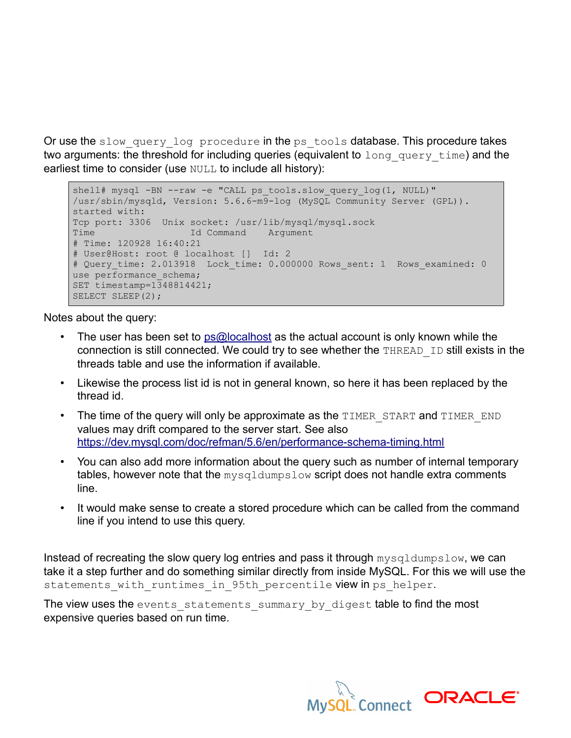Or use the `slow_query_log procedure` in the `ps_tools` database. This procedure takes two arguments: the threshold for including queries (equivalent to `long_query_time`) and the earliest time to consider (use `NULL` to include all history):

```
shell# mysql -BN --raw -e "CALL ps_tools.slow_query_log(1, NULL)"
/usr/sbin/mysqld, Version: 5.6.6-m9-log (MySQL Community Server (GPL)).
started with:
Tcp port: 3306  Unix socket: /usr/lib/mysql/mysql.sock
Time                 Id Command    Argument
# Time: 120928 16:40:21
# User@Host: root @ localhost []  Id: 2
# Query_time: 2.013918  Lock_time: 0.000000 Rows_sent: 1  Rows_examined: 0
use performance_schema;
SET timestamp=1348814421;
SELECT SLEEP(2);
```

Notes about the query:

- The user has been set to ps@localhost as the actual account is only known while the connection is still connected. We could try to see whether the `THREAD_ID` still exists in the threads table and use the information if available.
- Likewise the process list id is not in general known, so here it has been replaced by the thread id.
- The time of the query will only be approximate as the `TIMER_START` and `TIMER_END` values may drift compared to the server start. See also https://dev.mysql.com/doc/refman/5.6/en/performance-schema-timing.html
- You can also add more information about the query such as number of internal temporary tables, however note that the `mysqldumpslow` script does not handle extra comments line.
- It would make sense to create a stored procedure which can be called from the command line if you intend to use this query.

Instead of recreating the slow query log entries and pass it through `mysqldumpslow`, we can take it a step further and do something similar directly from inside MySQL. For this we will use the `statements_with_runtimes_in_95th_percentile` view in `ps_helper`.

The view uses the `events_statements_summary_by_digest` table to find the most expensive queries based on run time.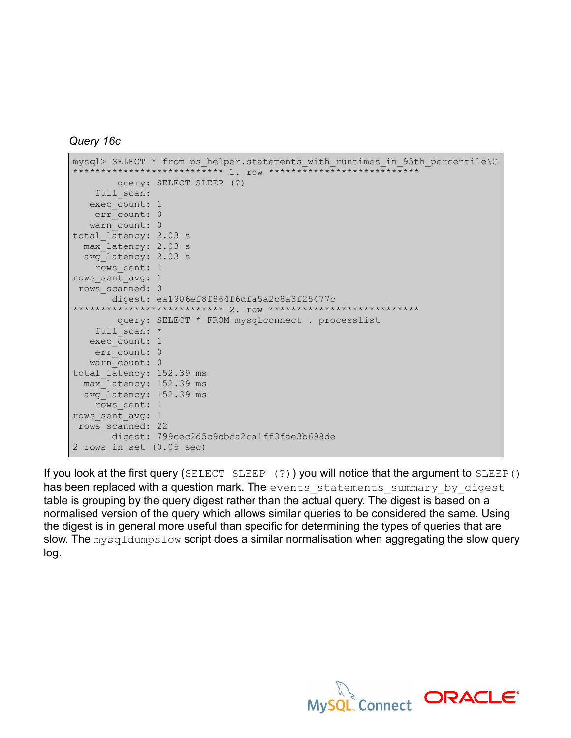*Query 16c*

```
mysql> SELECT * from ps_helper.statements_with_runtimes_in_95th_percentile\G
*************************** 1. row ***************************
        query: SELECT SLEEP (?)
    full_scan:
   exec_count: 1
    err_count: 0
   warn_count: 0
total_latency: 2.03 s
  max_latency: 2.03 s
  avg_latency: 2.03 s
    rows_sent: 1
rows_sent_avg: 1
 rows_scanned: 0
       digest: ea1906ef8f864f6dfa5a2c8a3f25477c
*************************** 2. row ***************************
        query: SELECT * FROM mysqlconnect . processlist
    full_scan: *
   exec_count: 1
    err_count: 0
   warn_count: 0
total_latency: 152.39 ms
  max_latency: 152.39 ms
  avg_latency: 152.39 ms
    rows_sent: 1
rows_sent_avg: 1
 rows_scanned: 22
       digest: 799cec2d5c9cbca2ca1ff3fae3b698de
2 rows in set (0.05 sec)
```

If you look at the first query (`SELECT SLEEP (?)`) you will notice that the argument to `SLEEP()` has been replaced with a question mark. The `events_statements_summary_by_digest` table is grouping by the query digest rather than the actual query. The digest is based on a normalised version of the query which allows similar queries to be considered the same. Using the digest is in general more useful than specific for determining the types of queries that are slow. The `mysqldumpslow` script does a similar normalisation when aggregating the slow query log.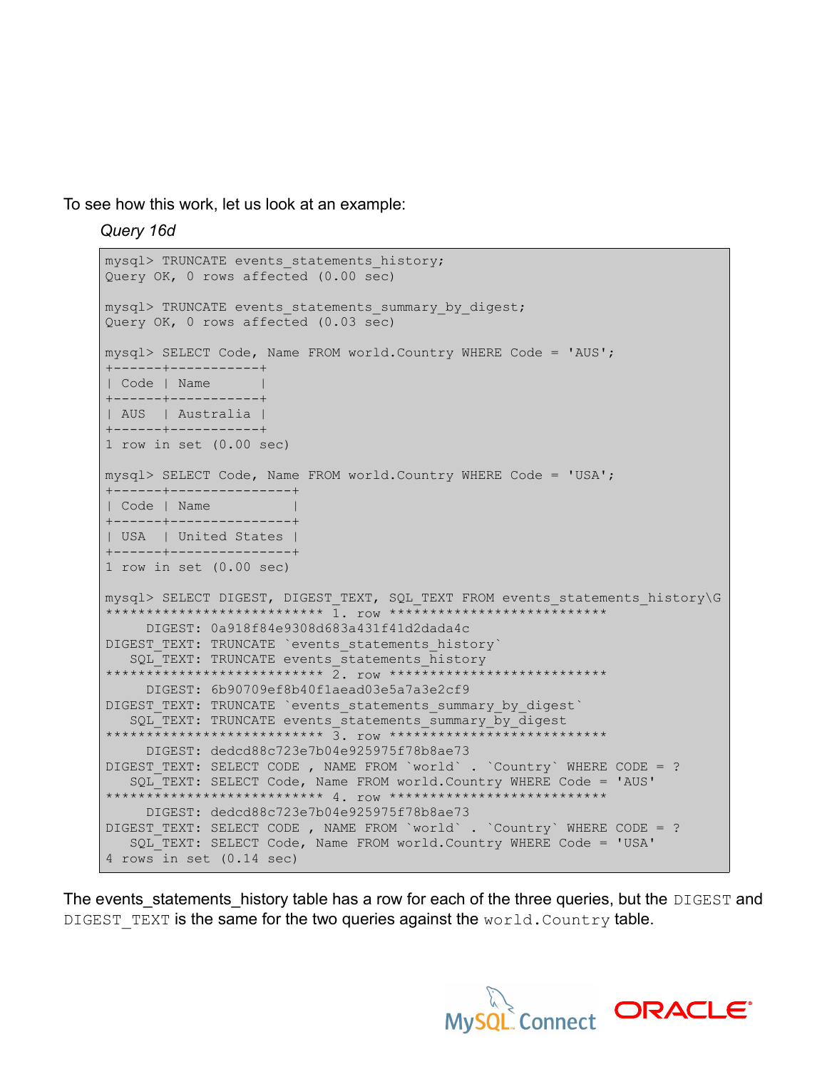To see how this work, let us look at an example:

*Query 16d*

```
mysql> TRUNCATE events_statements_history;
Query OK, 0 rows affected (0.00 sec)

mysql> TRUNCATE events_statements_summary_by_digest;
Query OK, 0 rows affected (0.03 sec)

mysql> SELECT Code, Name FROM world.Country WHERE Code = 'AUS';
+------+-----------+
| Code | Name      |
+------+-----------+
| AUS  | Australia |
+------+-----------+
1 row in set (0.00 sec)

mysql> SELECT Code, Name FROM world.Country WHERE Code = 'USA';
+------+---------------+
| Code | Name          |
+------+---------------+
| USA  | United States |
+------+---------------+
1 row in set (0.00 sec)

mysql> SELECT DIGEST, DIGEST_TEXT, SQL_TEXT FROM events_statements_history\G
*************************** 1. row ***************************
     DIGEST: 0a918f84e9308d683a431f41d2dada4c
DIGEST_TEXT: TRUNCATE `events_statements_history`
   SQL_TEXT: TRUNCATE events_statements_history
*************************** 2. row ***************************
     DIGEST: 6b90709ef8b40f1aead03e5a7a3e2cf9
DIGEST_TEXT: TRUNCATE `events_statements_summary_by_digest`
   SQL_TEXT: TRUNCATE events_statements_summary_by_digest
*************************** 3. row ***************************
     DIGEST: dedcd88c723e7b04e925975f78b8ae73
DIGEST_TEXT: SELECT CODE , NAME FROM `world` . `Country` WHERE CODE = ?
   SQL_TEXT: SELECT Code, Name FROM world.Country WHERE Code = 'AUS'
*************************** 4. row ***************************
     DIGEST: dedcd88c723e7b04e925975f78b8ae73
DIGEST_TEXT: SELECT CODE , NAME FROM `world` . `Country` WHERE CODE = ?
   SQL_TEXT: SELECT Code, Name FROM world.Country WHERE Code = 'USA'
4 rows in set (0.14 sec)
```

The events_statements_history table has a row for each of the three queries, but the `DIGEST` and `DIGEST_TEXT` is the same for the two queries against the `world.Country` table.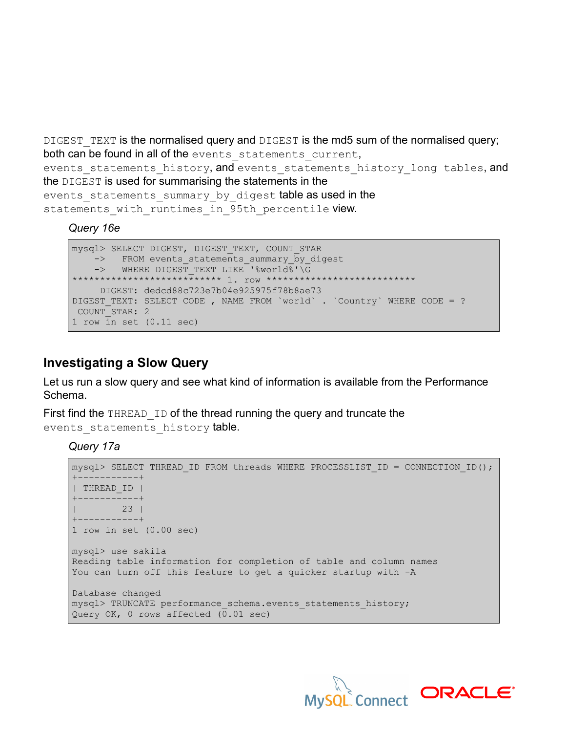`DIGEST_TEXT` is the normalised query and `DIGEST` is the md5 sum of the normalised query; both can be found in all of the `events_statements_current`, `events_statements_history`, and `events_statements_history_long tables`, and the `DIGEST` is used for summarising the statements in the `events_statements_summary_by_digest` table as used in the `statements_with_runtimes_in_95th_percentile` view.

*Query 16e*

```
mysql> SELECT DIGEST, DIGEST_TEXT, COUNT_STAR
    ->   FROM events_statements_summary_by_digest
    ->   WHERE DIGEST_TEXT LIKE '%world%'\G
*************************** 1. row ***************************
     DIGEST: dedcd88c723e7b04e925975f78b8ae73
DIGEST_TEXT: SELECT CODE , NAME FROM `world` . `Country` WHERE CODE = ?
 COUNT_STAR: 2
1 row in set (0.11 sec)
```

## Investigating a Slow Query

Let us run a slow query and see what kind of information is available from the Performance Schema.

First find the `THREAD_ID` of the thread running the query and truncate the `events_statements_history` table.

*Query 17a*

```
mysql> SELECT THREAD_ID FROM threads WHERE PROCESSLIST_ID = CONNECTION_ID();
+-----------+
| THREAD_ID |
+-----------+
|        23 |
+-----------+
1 row in set (0.00 sec)

mysql> use sakila
Reading table information for completion of table and column names
You can turn off this feature to get a quicker startup with -A

Database changed
mysql> TRUNCATE performance_schema.events_statements_history;
Query OK, 0 rows affected (0.01 sec)
```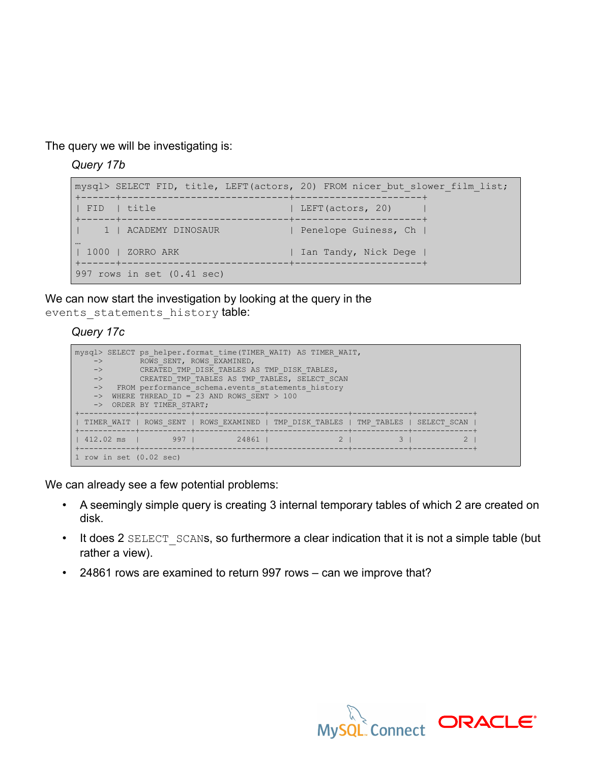The query we will be investigating is:

*Query 17b*

```
mysql> SELECT FID, title, LEFT(actors, 20) FROM nicer_but_slower_film_list;
+------+-----------------------------+----------------------+
| FID  | title                       | LEFT(actors, 20)     |
+------+-----------------------------+----------------------+
|    1 | ACADEMY DINOSAUR            | Penelope Guiness, Ch |
…
| 1000 | ZORRO ARK                   | Ian Tandy, Nick Dege |
+------+-----------------------------+----------------------+
997 rows in set (0.41 sec)
```

We can now start the investigation by looking at the query in the `events_statements_history` table:

*Query 17c*

```
mysql> SELECT ps_helper.format_time(TIMER_WAIT) AS TIMER_WAIT,
    ->        ROWS_SENT, ROWS_EXAMINED,
    ->        CREATED_TMP_DISK_TABLES AS TMP_DISK_TABLES,
    ->        CREATED_TMP_TABLES AS TMP_TABLES, SELECT_SCAN
    ->   FROM performance_schema.events_statements_history
    ->  WHERE THREAD_ID = 23 AND ROWS_SENT > 100
    ->  ORDER BY TIMER_START;
+------------+-----------+---------------+-----------------+------------+-------------+
| TIMER_WAIT | ROWS_SENT | ROWS_EXAMINED | TMP_DISK_TABLES | TMP_TABLES | SELECT_SCAN |
+------------+-----------+---------------+-----------------+------------+-------------+
| 412.02 ms  |       997 |         24861 |               2 |          3 |           2 |
+------------+-----------+---------------+-----------------+------------+-------------+
1 row in set (0.02 sec)
```

We can already see a few potential problems:

- A seemingly simple query is creating 3 internal temporary tables of which 2 are created on disk.
- It does 2 `SELECT_SCAN`s, so furthermore a clear indication that it is not a simple table (but rather a view).
- 24861 rows are examined to return 997 rows – can we improve that?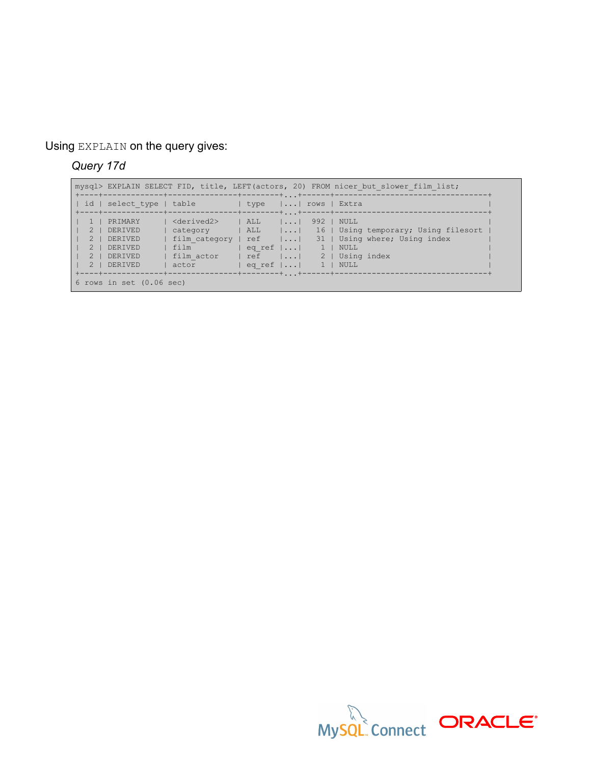Using `EXPLAIN` on the query gives:

*Query 17d*

```
mysql> EXPLAIN SELECT FID, title, LEFT(actors, 20) FROM nicer_but_slower_film_list;
+----+-------------+---------------+--------+...+------+---------------------------------+
| id | select_type | table         | type   |...| rows | Extra                           |
+----+-------------+---------------+--------+...+------+---------------------------------+
|  1 | PRIMARY     | <derived2>    | ALL    |...|  992 | NULL                            |
|  2 | DERIVED     | category      | ALL    |...|   16 | Using temporary; Using filesort |
|  2 | DERIVED     | film_category | ref    |...|   31 | Using where; Using index        |
|  2 | DERIVED     | film          | eq_ref |...|    1 | NULL                            |
|  2 | DERIVED     | film_actor    | ref    |...|    2 | Using index                     |
|  2 | DERIVED     | actor         | eq_ref |...|    1 | NULL                            |
+----+-------------+---------------+--------+...+------+---------------------------------+
6 rows in set (0.06 sec)
```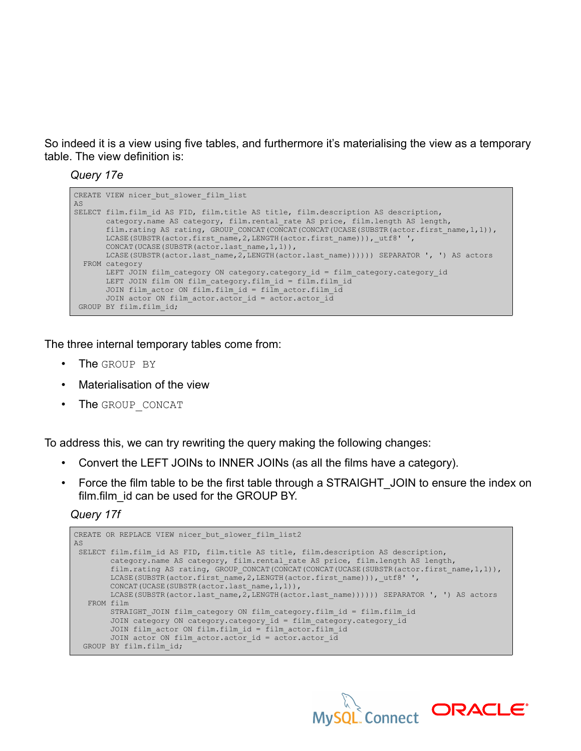So indeed it is a view using five tables, and furthermore it's materialising the view as a temporary table. The view definition is:

*Query 17e*

```
CREATE VIEW nicer_but_slower_film_list
AS
SELECT film.film_id AS FID, film.title AS title, film.description AS description,
       category.name AS category, film.rental_rate AS price, film.length AS length,
       film.rating AS rating, GROUP_CONCAT(CONCAT(CONCAT(UCASE(SUBSTR(actor.first_name,1,1)),
       LCASE(SUBSTR(actor.first_name,2,LENGTH(actor.first_name))),_utf8' ',
       CONCAT(UCASE(SUBSTR(actor.last_name,1,1)),
       LCASE(SUBSTR(actor.last_name,2,LENGTH(actor.last_name)))))) SEPARATOR ', ') AS actors
  FROM category
       LEFT JOIN film_category ON category.category_id = film_category.category_id
       LEFT JOIN film ON film_category.film_id = film.film_id
       JOIN film_actor ON film.film_id = film_actor.film_id
       JOIN actor ON film_actor.actor_id = actor.actor_id
 GROUP BY film.film_id;
```

The three internal temporary tables come from:

- The `GROUP BY`
- Materialisation of the view
- The `GROUP_CONCAT`

To address this, we can try rewriting the query making the following changes:

- Convert the LEFT JOINs to INNER JOINs (as all the films have a category).
- Force the film table to be the first table through a STRAIGHT_JOIN to ensure the index on film.film_id can be used for the GROUP BY.

*Query 17f*

```
CREATE OR REPLACE VIEW nicer_but_slower_film_list2
AS
 SELECT film.film_id AS FID, film.title AS title, film.description AS description,
        category.name AS category, film.rental_rate AS price, film.length AS length,
        film.rating AS rating, GROUP_CONCAT(CONCAT(CONCAT(UCASE(SUBSTR(actor.first_name,1,1)),
        LCASE(SUBSTR(actor.first_name,2,LENGTH(actor.first_name))),_utf8' ',
        CONCAT(UCASE(SUBSTR(actor.last_name,1,1)),
        LCASE(SUBSTR(actor.last_name,2,LENGTH(actor.last_name)))))) SEPARATOR ', ') AS actors
   FROM film
        STRAIGHT_JOIN film_category ON film_category.film_id = film.film_id
        JOIN category ON category.category_id = film_category.category_id
        JOIN film_actor ON film.film_id = film_actor.film_id
        JOIN actor ON film_actor.actor_id = actor.actor_id
  GROUP BY film.film_id;
```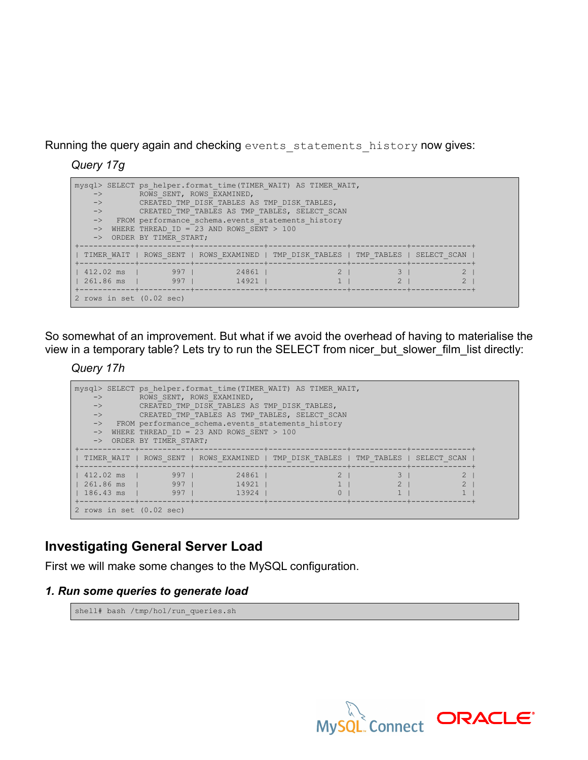Running the query again and checking `events_statements_history` now gives:

*Query 17g*

```
mysql> SELECT ps_helper.format_time(TIMER_WAIT) AS TIMER_WAIT,
    ->        ROWS_SENT, ROWS_EXAMINED,
    ->        CREATED_TMP_DISK_TABLES AS TMP_DISK_TABLES,
    ->        CREATED_TMP_TABLES AS TMP_TABLES, SELECT_SCAN
    ->   FROM performance_schema.events_statements_history
    ->  WHERE THREAD_ID = 23 AND ROWS_SENT > 100
    ->  ORDER BY TIMER_START;
+------------+-----------+---------------+-----------------+------------+-------------+
| TIMER_WAIT | ROWS_SENT | ROWS_EXAMINED | TMP_DISK_TABLES | TMP_TABLES | SELECT_SCAN |
+------------+-----------+---------------+-----------------+------------+-------------+
| 412.02 ms  |       997 |         24861 |               2 |          3 |           2 |
| 261.86 ms  |       997 |         14921 |               1 |          2 |           2 |
+------------+-----------+---------------+-----------------+------------+-------------+
2 rows in set (0.02 sec)
```

So somewhat of an improvement. But what if we avoid the overhead of having to materialise the view in a temporary table? Lets try to run the SELECT from nicer_but_slower_film_list directly:

*Query 17h*

```
mysql> SELECT ps_helper.format_time(TIMER_WAIT) AS TIMER_WAIT,
    ->        ROWS_SENT, ROWS_EXAMINED,
    ->        CREATED_TMP_DISK_TABLES AS TMP_DISK_TABLES,
    ->        CREATED_TMP_TABLES AS TMP_TABLES, SELECT_SCAN
    ->   FROM performance_schema.events_statements_history
    ->  WHERE THREAD_ID = 23 AND ROWS_SENT > 100
    ->  ORDER BY TIMER_START;
+------------+-----------+---------------+-----------------+------------+-------------+
| TIMER_WAIT | ROWS_SENT | ROWS_EXAMINED | TMP_DISK_TABLES | TMP_TABLES | SELECT_SCAN |
+------------+-----------+---------------+-----------------+------------+-------------+
| 412.02 ms  |       997 |         24861 |               2 |          3 |           2 |
| 261.86 ms  |       997 |         14921 |               1 |          2 |           2 |
| 186.43 ms  |       997 |         13924 |               0 |          1 |           1 |
+------------+-----------+---------------+-----------------+------------+-------------+
2 rows in set (0.02 sec)
```

## Investigating General Server Load

First we will make some changes to the MySQL configuration.

### *1. Run some queries to generate load*

```
shell# bash /tmp/hol/run_queries.sh
```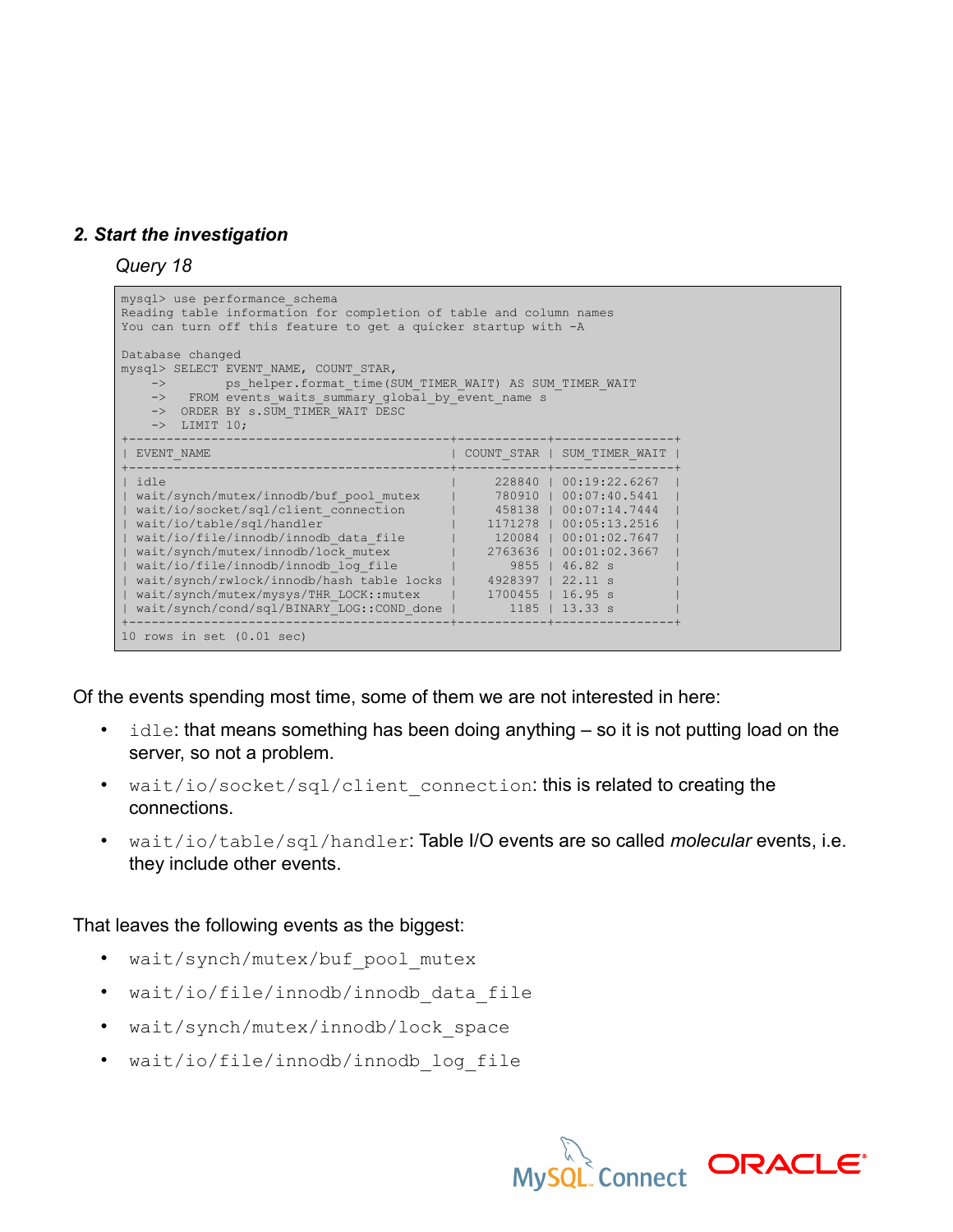### *2. Start the investigation*

*Query 18*

```
mysql> use performance_schema
Reading table information for completion of table and column names
You can turn off this feature to get a quicker startup with -A

Database changed
mysql> SELECT EVENT_NAME, COUNT_STAR,
    ->        ps_helper.format_time(SUM_TIMER_WAIT) AS SUM_TIMER_WAIT
    ->   FROM events_waits_summary_global_by_event_name s
    ->  ORDER BY s.SUM_TIMER_WAIT DESC
    ->  LIMIT 10;
+------------------------------------------+------------+----------------+
| EVENT_NAME                               | COUNT_STAR | SUM_TIMER_WAIT |
+------------------------------------------+------------+----------------+
| idle                                     |     228840 | 00:19:22.6267  |
| wait/synch/mutex/innodb/buf_pool_mutex   |     780910 | 00:07:40.5441  |
| wait/io/socket/sql/client_connection     |     458138 | 00:07:14.7444  |
| wait/io/table/sql/handler                |    1171278 | 00:05:13.2516  |
| wait/io/file/innodb/innodb_data_file     |     120084 | 00:01:02.7647  |
| wait/synch/mutex/innodb/lock_mutex       |    2763636 | 00:01:02.3667  |
| wait/io/file/innodb/innodb_log_file      |       9855 | 46.82 s        |
| wait/synch/rwlock/innodb/hash table locks |   4928397 | 22.11 s        |
| wait/synch/mutex/mysys/THR_LOCK::mutex   |    1700455 | 16.95 s        |
| wait/synch/cond/sql/BINARY_LOG::COND_done |      1185 | 13.33 s        |
+------------------------------------------+------------+----------------+
10 rows in set (0.01 sec)
```

Of the events spending most time, some of them we are not interested in here:

- `idle`: that means something has been doing anything – so it is not putting load on the server, so not a problem.
- `wait/io/socket/sql/client_connection`: this is related to creating the connections.
- `wait/io/table/sql/handler`: Table I/O events are so called *molecular* events, i.e. they include other events.

That leaves the following events as the biggest:

- `wait/synch/mutex/buf_pool_mutex`
- `wait/io/file/innodb/innodb_data_file`
- `wait/synch/mutex/innodb/lock_space`
- `wait/io/file/innodb/innodb_log_file`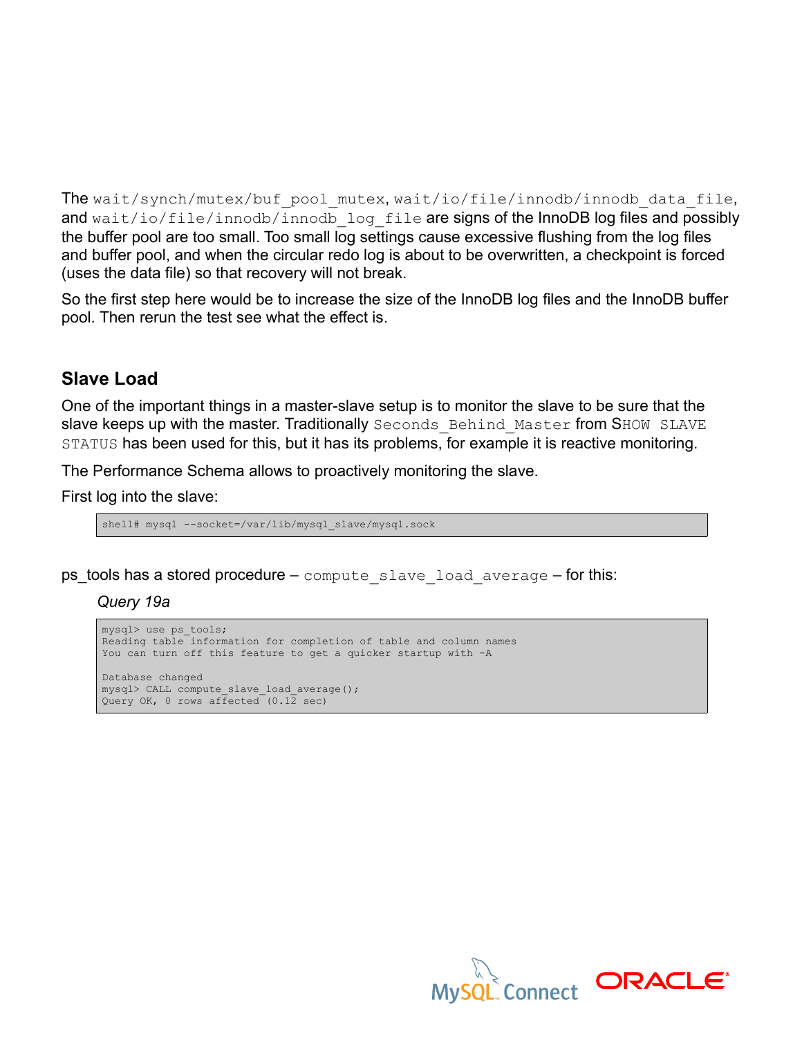The `wait/synch/mutex/buf_pool_mutex`, `wait/io/file/innodb/innodb_data_file`, and `wait/io/file/innodb/innodb_log_file` are signs of the InnoDB log files and possibly the buffer pool are too small. Too small log settings cause excessive flushing from the log files and buffer pool, and when the circular redo log is about to be overwritten, a checkpoint is forced (uses the data file) so that recovery will not break.

So the first step here would be to increase the size of the InnoDB log files and the InnoDB buffer pool. Then rerun the test see what the effect is.

## Slave Load

One of the important things in a master-slave setup is to monitor the slave to be sure that the slave keeps up with the master. Traditionally `Seconds_Behind_Master` from `SHOW SLAVE STATUS` has been used for this, but it has its problems, for example it is reactive monitoring.

The Performance Schema allows to proactively monitoring the slave.

First log into the slave:

```
shell# mysql --socket=/var/lib/mysql_slave/mysql.sock
```

ps_tools has a stored procedure – `compute_slave_load_average` – for this:

*Query 19a*

```
mysql> use ps_tools;
Reading table information for completion of table and column names
You can turn off this feature to get a quicker startup with -A

Database changed
mysql> CALL compute_slave_load_average();
Query OK, 0 rows affected (0.12 sec)
```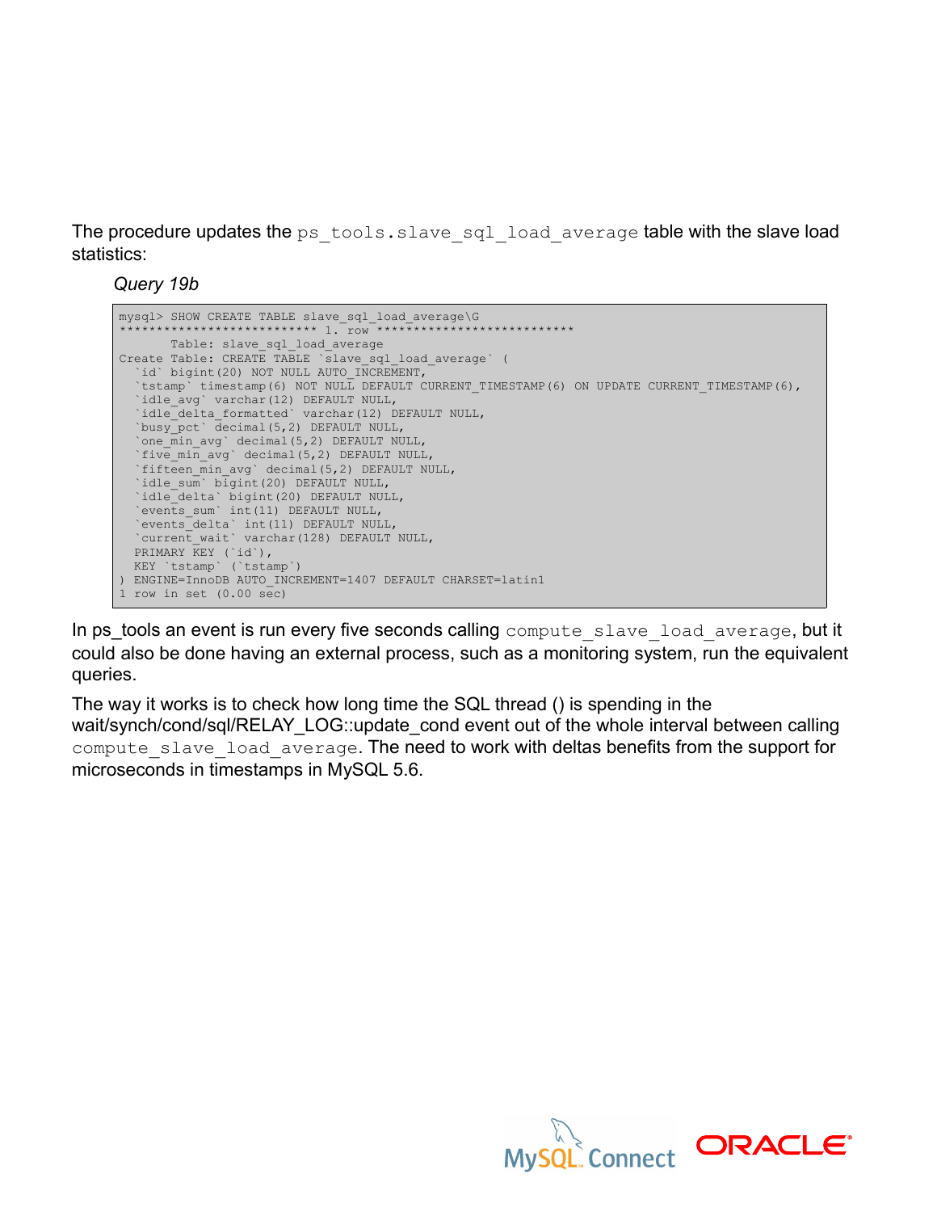The procedure updates the `ps_tools.slave_sql_load_average` table with the slave load statistics:

*Query 19b*

```
mysql> SHOW CREATE TABLE slave_sql_load_average\G
*************************** 1. row ***************************
       Table: slave_sql_load_average
Create Table: CREATE TABLE `slave_sql_load_average` (
  `id` bigint(20) NOT NULL AUTO_INCREMENT,
  `tstamp` timestamp(6) NOT NULL DEFAULT CURRENT_TIMESTAMP(6) ON UPDATE CURRENT_TIMESTAMP(6),
  `idle_avg` varchar(12) DEFAULT NULL,
  `idle_delta_formatted` varchar(12) DEFAULT NULL,
  `busy_pct` decimal(5,2) DEFAULT NULL,
  `one_min_avg` decimal(5,2) DEFAULT NULL,
  `five_min_avg` decimal(5,2) DEFAULT NULL,
  `fifteen_min_avg` decimal(5,2) DEFAULT NULL,
  `idle_sum` bigint(20) DEFAULT NULL,
  `idle_delta` bigint(20) DEFAULT NULL,
  `events_sum` int(11) DEFAULT NULL,
  `events_delta` int(11) DEFAULT NULL,
  `current_wait` varchar(128) DEFAULT NULL,
  PRIMARY KEY (`id`),
  KEY `tstamp` (`tstamp`)
) ENGINE=InnoDB AUTO_INCREMENT=1407 DEFAULT CHARSET=latin1
1 row in set (0.00 sec)
```

In ps_tools an event is run every five seconds calling `compute_slave_load_average`, but it could also be done having an external process, such as a monitoring system, run the equivalent queries.

The way it works is to check how long time the SQL thread () is spending in the wait/synch/cond/sql/RELAY_LOG::update_cond event out of the whole interval between calling `compute_slave_load_average`. The need to work with deltas benefits from the support for microseconds in timestamps in MySQL 5.6.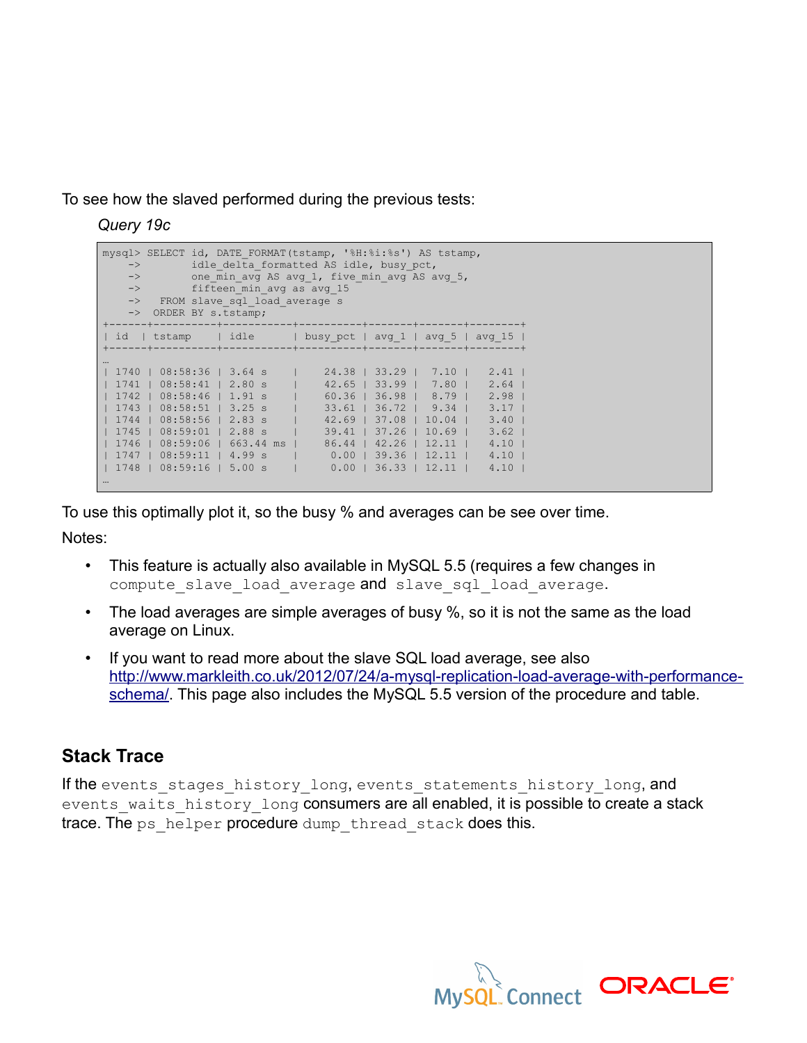To see how the slaved performed during the previous tests:

*Query 19c*

```
mysql> SELECT id, DATE_FORMAT(tstamp, '%H:%i:%s') AS tstamp,
    ->        idle_delta_formatted AS idle, busy_pct,
    ->        one_min_avg AS avg_1, five_min_avg AS avg_5,
    ->        fifteen_min_avg as avg_15
    ->   FROM slave_sql_load_average s
    ->  ORDER BY s.tstamp;
+------+----------+-----------+----------+-------+-------+--------+
| id   | tstamp   | idle      | busy_pct | avg_1 | avg_5 | avg_15 |
+------+----------+-----------+----------+-------+-------+--------+
…
| 1740 | 08:58:36 | 3.64 s    |    24.38 | 33.29 |  7.10 |   2.41 |
| 1741 | 08:58:41 | 2.80 s    |    42.65 | 33.99 |  7.80 |   2.64 |
| 1742 | 08:58:46 | 1.91 s    |    60.36 | 36.98 |  8.79 |   2.98 |
| 1743 | 08:58:51 | 3.25 s    |    33.61 | 36.72 |  9.34 |   3.17 |
| 1744 | 08:58:56 | 2.83 s    |    42.69 | 37.08 | 10.04 |   3.40 |
| 1745 | 08:59:01 | 2.88 s    |    39.41 | 37.26 | 10.69 |   3.62 |
| 1746 | 08:59:06 | 663.44 ms |    86.44 | 42.26 | 12.11 |   4.10 |
| 1747 | 08:59:11 | 4.99 s    |     0.00 | 39.36 | 12.11 |   4.10 |
| 1748 | 08:59:16 | 5.00 s    |     0.00 | 36.33 | 12.11 |   4.10 |
…
```

To use this optimally plot it, so the busy % and averages can be see over time.

Notes:

- This feature is actually also available in MySQL 5.5 (requires a few changes in `compute_slave_load_average` and `slave_sql_load_average`.
- The load averages are simple averages of busy %, so it is not the same as the load average on Linux.
- If you want to read more about the slave SQL load average, see also [http://www.markleith.co.uk/2012/07/24/a-mysql-replication-load-average-with-performance-schema/](http://www.markleith.co.uk/2012/07/24/a-mysql-replication-load-average-with-performance-schema/). This page also includes the MySQL 5.5 version of the procedure and table.

## Stack Trace

If the `events_stages_history_long`, `events_statements_history_long`, and `events_waits_history_long` consumers are all enabled, it is possible to create a stack trace. The `ps_helper` procedure `dump_thread_stack` does this.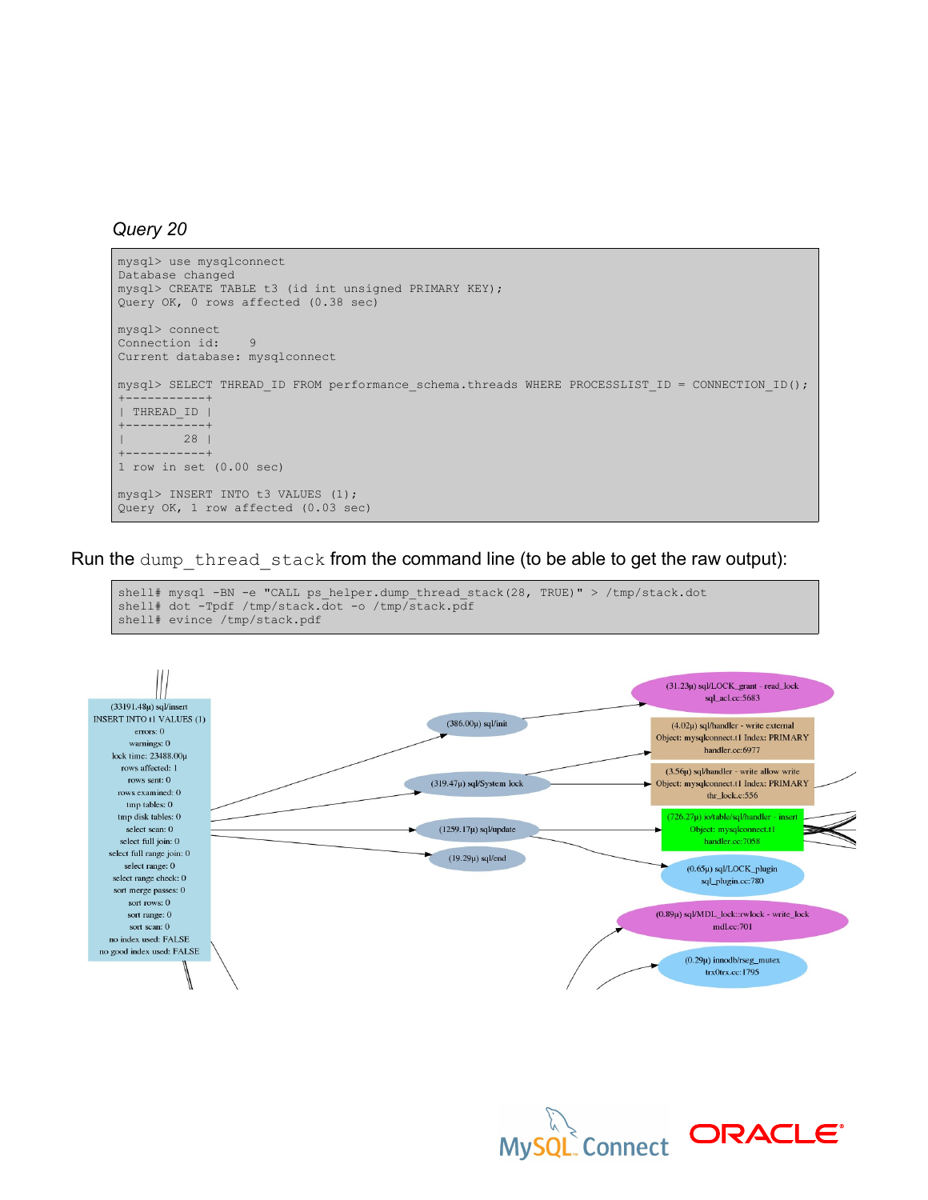*Query 20*

```
mysql> use mysqlconnect
Database changed
mysql> CREATE TABLE t3 (id int unsigned PRIMARY KEY);
Query OK, 0 rows affected (0.38 sec)

mysql> connect
Connection id:    9
Current database: mysqlconnect

mysql> SELECT THREAD_ID FROM performance_schema.threads WHERE PROCESSLIST_ID = CONNECTION_ID();
+-----------+
| THREAD_ID |
+-----------+
|        28 |
+-----------+
1 row in set (0.00 sec)

mysql> INSERT INTO t3 VALUES (1);
Query OK, 1 row affected (0.03 sec)
```

Run the `dump_thread_stack` from the command line (to be able to get the raw output):

```
shell# mysql -BN -e "CALL ps_helper.dump_thread_stack(28, TRUE)" > /tmp/stack.dot
shell# dot -Tpdf /tmp/stack.dot -o /tmp/stack.pdf
shell# evince /tmp/stack.pdf
```

(33191.48µ) sql/insert
INSERT INTO t1 VALUES (1)
errors: 0
warnings: 0
lock time: 23488.00µ
rows affected: 1
rows sent: 0
rows examined: 0
tmp tables: 0
tmp disk tables: 0
select scan: 0
select full join: 0
select full range join: 0
select range: 0
select range check: 0
sort merge passes: 0
sort rows: 0
sort range: 0
sort scan: 0
no index used: FALSE
no good index used: FALSE

(386.00µ) sql/init

(319.47µ) sql/System lock

(1259.17µ) sql/update

(19.29µ) sql/end

(31.23µ) sql/LOCK_grant - read_lock
sql_acl.cc:5683

(4.02µ) sql/handler - write external
Object: mysqlconnect.t1 Index: PRIMARY
handler.cc:6977

(3.56µ) sql/handler - write allow write
Object: mysqlconnect.t1 Index: PRIMARY
thr_lock.c:556

(726.27µ) io/table/sql/handler - insert
Object: mysqlconnect.t1
handler.cc:7058

(0.65µ) sql/LOCK_plugin
sql_plugin.cc:780

(0.89µ) sql/MDL_lock::rwlock - write_lock
mdl.cc:701

(0.29µ) innodb/rseg_mutex
trx0trx.cc:1795